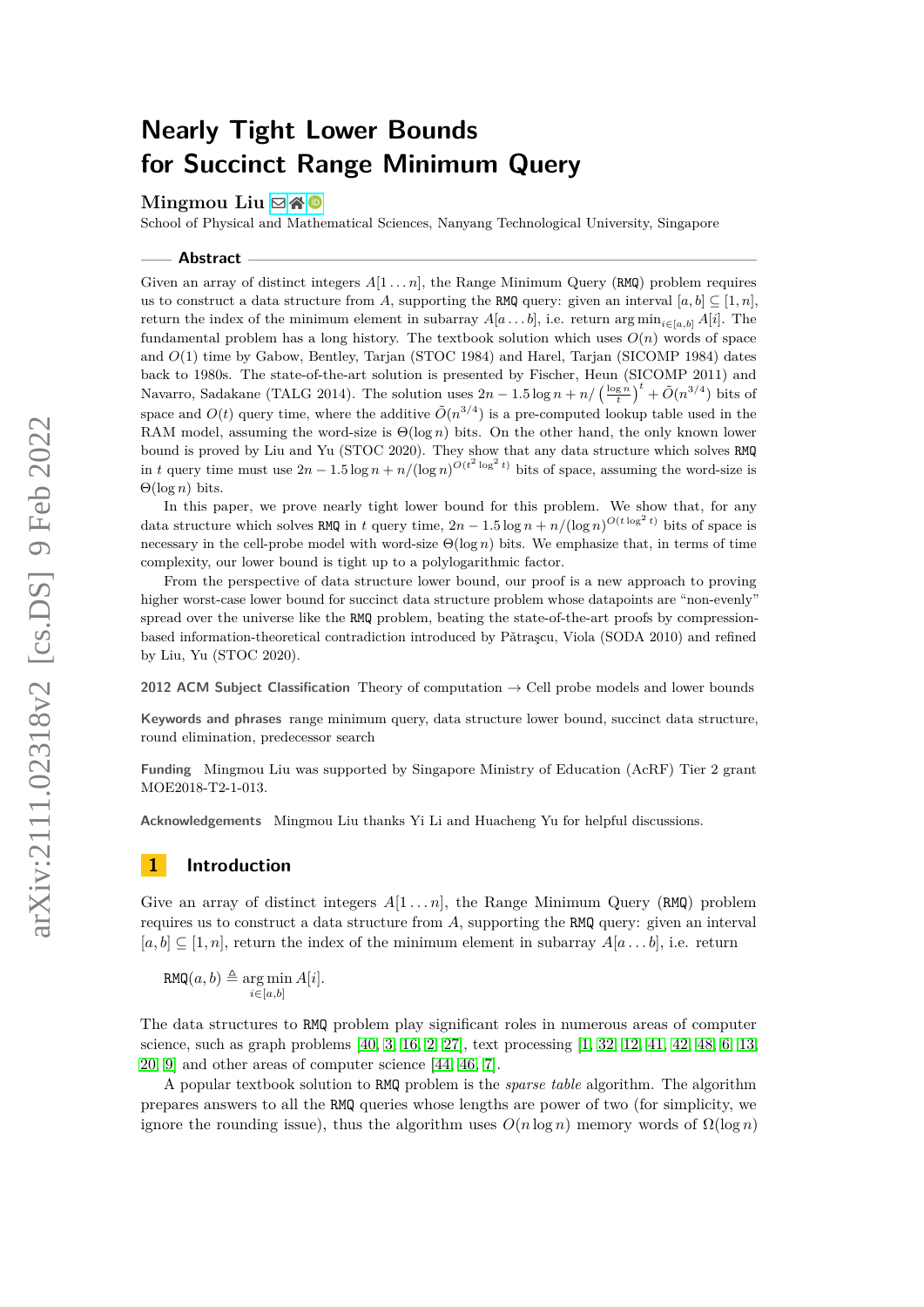# Nearly Tight Lower Bounds for Succinct Range Minimum Query

**Mingmou Liu**

School of Physical and Mathematical Sciences, Nanyang Technological University, Singapore

## Abstract

Given an array of distinct integers $A[1 \ldots n]$, the Range Minimum Query (RMQ) problem requires us to construct a data structure from $A$, supporting the RMQ query: given an interval $[a,b] \subseteq [1,n]$, return the index of the minimum element in subarray $A[a \ldots b]$, i.e. return $\arg\min_{i \in [a,b]} A[i]$. The fundamental problem has a long history. The textbook solution which uses $O(n)$ words of space and $O(1)$ time by Gabow, Bentley, Tarjan (STOC 1984) and Harel, Tarjan (SICOMP 1984) dates back to 1980s. The state-of-the-art solution is presented by Fischer, Heun (SICOMP 2011) and Navarro, Sadakane (TALG 2014). The solution uses $2n - 1.5\log n + n/\left(\frac{\log n}{t}\right)^t + \tilde{O}(n^{3/4})$ bits of space and $O(t)$ query time, where the additive $\tilde{O}(n^{3/4})$ is a pre-computed lookup table used in the RAM model, assuming the word-size is $\Theta(\log n)$ bits. On the other hand, the only known lower bound is proved by Liu and Yu (STOC 2020). They show that any data structure which solves RMQ in $t$ query time must use $2n - 1.5\log n + n/(\log n)^{O(t^2 \log^2 t)}$ bits of space, assuming the word-size is $\Theta(\log n)$ bits.

In this paper, we prove nearly tight lower bound for this problem. We show that, for any data structure which solves RMQ in $t$ query time, $2n - 1.5\log n + n/(\log n)^{O(t \log^2 t)}$ bits of space is necessary in the cell-probe model with word-size $\Theta(\log n)$. We emphasize that, in terms of time complexity, our lower bound is tight up to a polylogarithmic factor.

From the perspective of data structure lower bound, our proof is a new approach to proving higher worst-case lower bound for succinct data structure problem whose datapoints are "non-evenly" spread over the universe like the RMQ problem, beating the state-of-the-art proofs by compression-based information-theoretical contradiction introduced by Pătraşcu, Viola (SODA 2010) and refined by Liu, Yu (STOC 2020).

**2012 ACM Subject Classification** Theory of computation → Cell probe models and lower bounds

**Keywords and phrases** range minimum query, data structure lower bound, succinct data structure, round elimination, predecessor search

**Funding** Mingmou Liu was supported by Singapore Ministry of Education (AcRF) Tier 2 grant MOE2018-T2-1-013.

**Acknowledgements** Mingmou Liu thanks Yi Li and Huacheng Yu for helpful discussions.

## 1 Introduction

Give an array of distinct integers $A[1 \ldots n]$, the Range Minimum Query (RMQ) problem requires us to construct a data structure from $A$, supporting the RMQ query: given an interval $[a,b] \subseteq [1,n]$, return the index of the minimum element in subarray $A[a \ldots b]$, i.e. return

$$\texttt{RMQ}(a,b) \triangleq \arg\min_{i \in [a,b]} A[i].$$

The data structures to RMQ problem play significant roles in numerous areas of computer science, such as graph problems [40, 3, 16, 2, 27], text processing [1, 32, 12, 41, 42, 48, 6, 13, 20, 9] and other areas of computer science [44, 46, 7].

A popular textbook solution to RMQ problem is the *sparse table* algorithm. The algorithm prepares answers to all the RMQ queries whose lengths are power of two (for simplicity, we ignore the rounding issue), thus the algorithm uses $O(n \log n)$ memory words of $\Omega(\log n)$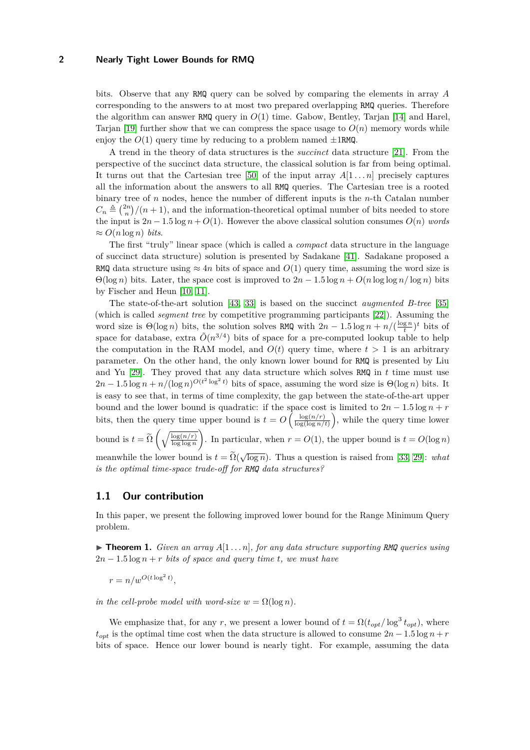bits. Observe that any RMQ query can be solved by comparing the elements in array $A$ corresponding to the answers to at most two prepared overlapping RMQ queries. Therefore the algorithm can answer RMQ query in $O(1)$ time. Gabow, Bentley, Tarjan [14] and Harel, Tarjan [19] further show that we can compress the space usage to $O(n)$ memory words while enjoy the $O(1)$ query time by reducing to a problem named $\pm 1$RMQ.

A trend in the theory of data structures is the *succinct* data structure [21]. From the perspective of the succinct data structure, the classical solution is far from being optimal. It turns out that the Cartesian tree [50] of the input array $A[1 \ldots n]$ precisely captures all the information about the answers to all RMQ queries. The Cartesian tree is a rooted binary tree of $n$ nodes, hence the number of different inputs is the $n$-th Catalan number $C_n \triangleq \binom{2n}{n}/(n+1)$, and the information-theoretical optimal number of bits needed to store the input is $2n - 1.5\log n + O(1)$. However the above classical solution consumes $O(n)$ *words* $\approx O(n \log n)$ *bits*.

The first "truly" linear space (which is called a *compact* data structure in the language of succinct data structure) solution is presented by Sadakane [41]. Sadakane proposed a RMQ data structure using $\approx 4n$ bits of space and $O(1)$ query time, assuming the word size is $\Theta(\log n)$ bits. Later, the space cost is improved to $2n - 1.5\log n + O(n \log\log n/\log n)$ bits by Fischer and Heun [10, 11].

The state-of-the-art solution [43, 33] is based on the succinct *augmented B-tree* [35] (which is called *segment tree* by competitive programming participants [22]). Assuming the word size is $\Theta(\log n)$ bits, the solution solves RMQ with $2n - 1.5\log n + n/(\frac{\log n}{t})^t$ bits of space for database, extra $\tilde{O}(n^{3/4})$ bits of space for a pre-computed lookup table to help the computation in the RAM model, and $O(t)$ query time, where $t > 1$ is an arbitrary parameter. On the other hand, the only known lower bound for RMQ is presented by Liu and Yu [29]. They proved that any data structure which solves RMQ in $t$ time must use $2n - 1.5\log n + n/(\log n)^{O(t^2 \log^2 t)}$ bits of space, assuming the word size is $\Theta(\log n)$ bits. It is easy to see that, in terms of time complexity, the gap between the state-of-the-art upper bound and the lower bound is quadratic: if the space cost is limited to $2n - 1.5\log n + r$ bits, then the query time upper bound is $t = O\left(\frac{\log(n/r)}{\log(\log n/t)}\right)$, while the query time lower bound is $t = \widetilde{\Omega}\left(\sqrt{\frac{\log(n/r)}{\log\log n}}\right)$. In particular, when $r = O(1)$, the upper bound is $t = O(\log n)$ meanwhile the lower bound is $t = \widetilde{\Omega}(\sqrt{\log n})$. Thus a question is raised from [33, 29]: *what is the optimal time-space trade-off for RMQ data structures?*

## 1.1 Our contribution

In this paper, we present the following improved lower bound for the Range Minimum Query problem.

▶ **Theorem 1.** *Given an array $A[1 \ldots n]$, for any data structure supporting RMQ queries using $2n - 1.5\log n + r$ bits of space and query time $t$, we must have*

$$r = n/w^{O(t \log^2 t)},$$

*in the cell-probe model with word-size $w = \Omega(\log n)$.*

We emphasize that, for any $r$, we present a lower bound of $t = \Omega(t_{opt}/\log^3 t_{opt})$, where $t_{opt}$ is the optimal time cost when the data structure is allowed to consume $2n - 1.5\log n + r$ bits of space. Hence our lower bound is nearly tight. For example, assuming the data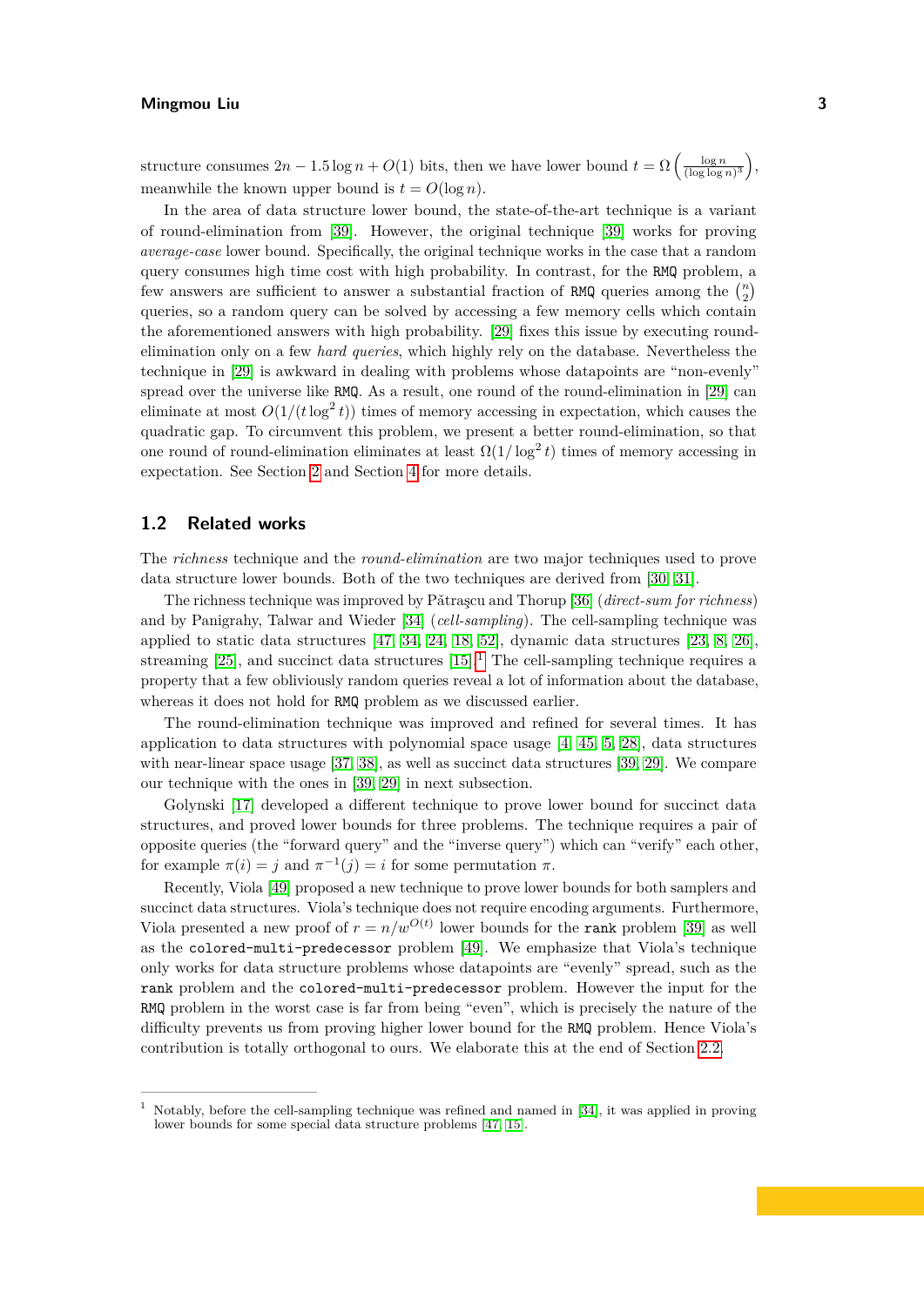structure consumes $2n - 1.5\log n + O(1)$ bits, then we have lower bound $t = \Omega\left(\frac{\log n}{(\log\log n)^3}\right)$, meanwhile the known upper bound is $t = O(\log n)$.

In the area of data structure lower bound, the state-of-the-art technique is a variant of round-elimination from [39]. However, the original technique [39] works for proving *average-case* lower bound. Specifically, the original technique works in the case that a random query consumes high time cost with high probability. In contrast, for the RMQ problem, a few answers are sufficient to answer a substantial fraction of RMQ queries among the $\binom{n}{2}$ queries, so a random query can be solved by accessing a few memory cells which contain the aforementioned answers with high probability. [29] fixes this issue by executing round-elimination only on a few *hard queries*, which highly rely on the database. Nevertheless the technique in [29] is awkward in dealing with problems whose datapoints are "non-evenly" spread over the universe like RMQ. As a result, one round of the round-elimination in [29] can eliminate at most $O(1/(t\log^2 t))$ times of memory accessing in expectation, which causes the quadratic gap. To circumvent this problem, we present a better round-elimination, so that one round of round-elimination eliminates at least $\Omega(1/\log^2 t)$ times of memory accessing in expectation. See Section 2 and Section 4 for more details.

## 1.2 Related works

The *richness* technique and the *round-elimination* are two major techniques used to prove data structure lower bounds. Both of the two techniques are derived from [30, 31].

The richness technique was improved by Pătraşcu and Thorup [36] (*direct-sum for richness*) and by Panigrahy, Talwar and Wieder [34] (*cell-sampling*). The cell-sampling technique was applied to static data structures [47, 34, 24, 18, 52], dynamic data structures [23, 8, 26], streaming [25], and succinct data structures [15].[1] The cell-sampling technique requires a property that a few obliviously random queries reveal a lot of information about the database, whereas it does not hold for RMQ problem as we discussed earlier.

The round-elimination technique was improved and refined for several times. It has application to data structures with polynomial space usage [4, 45, 5, 28], data structures with near-linear space usage [37, 38], as well as succinct data structures [39, 29]. We compare our technique with the ones in [39, 29] in next subsection.

Golynski [17] developed a different technique to prove lower bound for succinct data structures, and proved lower bounds for three problems. The technique requires a pair of opposite queries (the "forward query" and the "inverse query") which can "verify" each other, for example $\pi(i) = j$ and $\pi^{-1}(j) = i$ for some permutation $\pi$.

Recently, Viola [49] proposed a new technique to prove lower bounds for both samplers and succinct data structures. Viola's technique does not require encoding arguments. Furthermore, Viola presented a new proof of $r = n/w^{O(t)}$ lower bounds for the rank problem [39] as well as the colored-multi-predecessor problem [49]. We emphasize that Viola's technique only works for data structure problems whose datapoints are "evenly" spread, such as the rank problem and the colored-multi-predecessor problem. However the input for the RMQ problem in the worst case is far from being "even", which is precisely the nature of the difficulty prevents us from proving higher lower bound for the RMQ problem. Hence Viola's contribution is totally orthogonal to ours. We elaborate this at the end of Section 2.2.

[1] Notably, before the cell-sampling technique was refined and named in [34], it was applied in proving lower bounds for some special data structure problems [47, 15].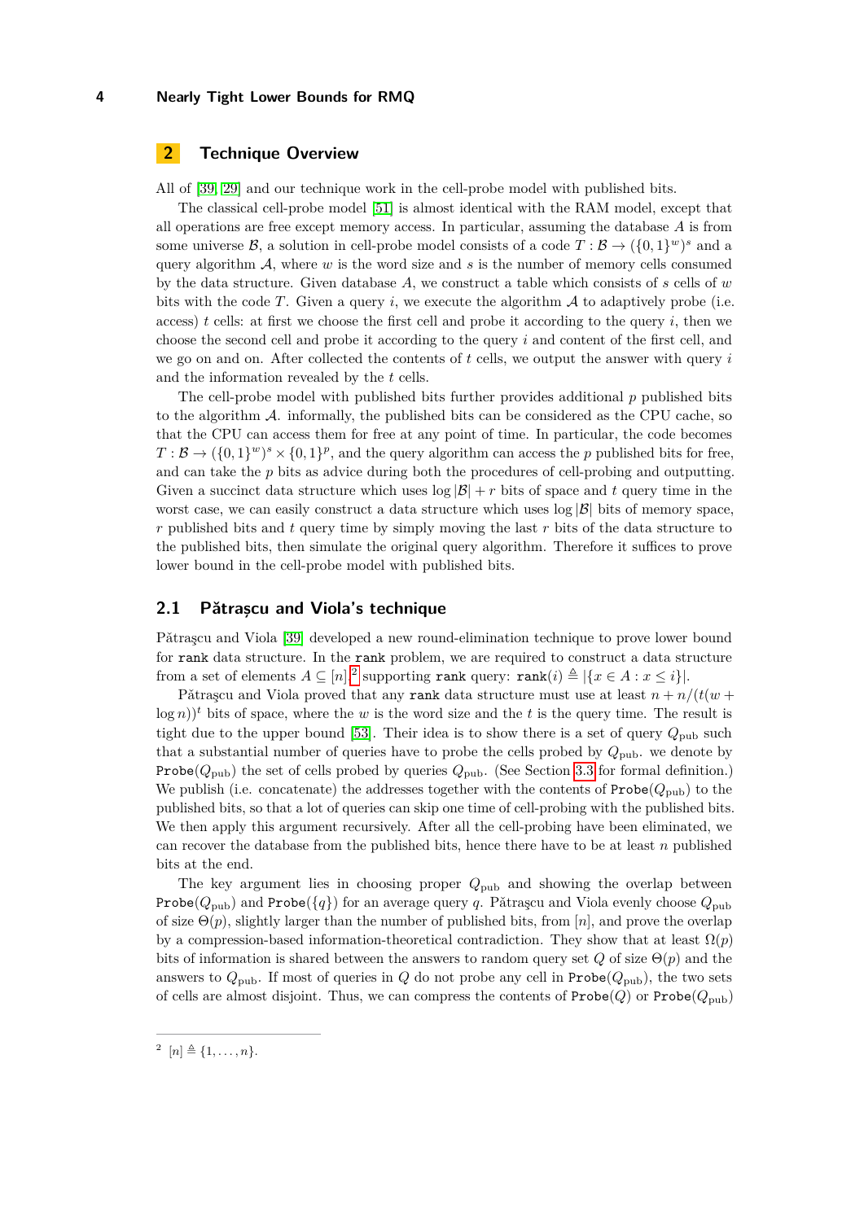## 2 Technique Overview

All of [39, 29] and our technique work in the cell-probe model with published bits.

The classical cell-probe model [51] is almost identical with the RAM model, except that all operations are free except memory access. In particular, assuming the database $A$ is from some universe $\mathcal{B}$, a solution in cell-probe model consists of a code $T : \mathcal{B} \to (\{0,1\}^w)^s$ and a query algorithm $\mathcal{A}$, where $w$ is the word size and $s$ is the number of memory cells consumed by the data structure. Given database $A$, we construct a table which consists of $s$ cells of $w$ bits with the code $T$. Given a query $i$, we execute the algorithm $\mathcal{A}$ to adaptively probe (i.e. access) $t$ cells: at first we choose the first cell and probe it according to the query $i$, then we choose the second cell and probe it according to the query $i$ and content of the first cell, and we go on and on. After collected the contents of $t$ cells, we output the answer with query $i$ and the information revealed by the $t$ cells.

The cell-probe model with published bits further provides additional $p$ published bits to the algorithm $\mathcal{A}$. informally, the published bits can be considered as the CPU cache, so that the CPU can access them for free at any point of time. In particular, the code becomes $T : \mathcal{B} \to (\{0,1\}^w)^s \times \{0,1\}^p$, and the query algorithm can access the $p$ published bits for free, and can take the $p$ bits as advice during both the procedures of cell-probing and outputting. Given a succinct data structure which uses $\log|\mathcal{B}| + r$ bits of space and $t$ query time in the worst case, we can easily construct a data structure which uses $\log|\mathcal{B}|$ bits of memory space, $r$ published bits and $t$ query time by simply moving the last $r$ bits of the data structure to the published bits, then simulate the original query algorithm. Therefore it suffices to prove lower bound in the cell-probe model with published bits.

### 2.1 Pătraşcu and Viola's technique

Pătraşcu and Viola [39] developed a new round-elimination technique to prove lower bound for `rank` data structure. In the `rank` problem, we are required to construct a data structure from a set of elements $A \subseteq [n]$,[2] supporting `rank` query: $\texttt{rank}(i) \triangleq |\{x \in A : x \le i\}|$.

Pătraşcu and Viola proved that any `rank` data structure must use at least $n + n/(t(w + \log n))^t$ bits of space, where the $w$ is the word size and the $t$ is the query time. The result is tight due to the upper bound [53]. Their idea is to show there is a set of query $Q_{\text{pub}}$ such that a substantial number of queries have to probe the cells probed by $Q_{\text{pub}}$. we denote by $\texttt{Probe}(Q_{\text{pub}})$ the set of cells probed by queries $Q_{\text{pub}}$. (See Section 3.3 for formal definition.) We publish (i.e. concatenate) the addresses together with the contents of $\texttt{Probe}(Q_{\text{pub}})$ to the published bits, so that a lot of queries can skip one time of cell-probing with the published bits. We then apply this argument recursively. After all the cell-probing have been eliminated, we can recover the database from the published bits, hence there have to be at least $n$ published bits at the end.

The key argument lies in choosing proper $Q_{\text{pub}}$ and showing the overlap between $\texttt{Probe}(Q_{\text{pub}})$ and $\texttt{Probe}(\{q\})$ for an average query $q$. Pătraşcu and Viola evenly choose $Q_{\text{pub}}$ of size $\Theta(p)$, slightly larger than the number of published bits, from $[n]$, and prove the overlap by a compression-based information-theoretical contradiction. They show that at least $\Omega(p)$ bits of information is shared between the answers to random query set $Q$ of size $\Theta(p)$ and the answers to $Q_{\text{pub}}$. If most of queries in $Q$ do not probe any cell in $\texttt{Probe}(Q_{\text{pub}})$, the two sets of cells are almost disjoint. Thus, we can compress the contents of $\texttt{Probe}(Q)$ or $\texttt{Probe}(Q_{\text{pub}})$

[2] $[n] \triangleq \{1, \dots, n\}$.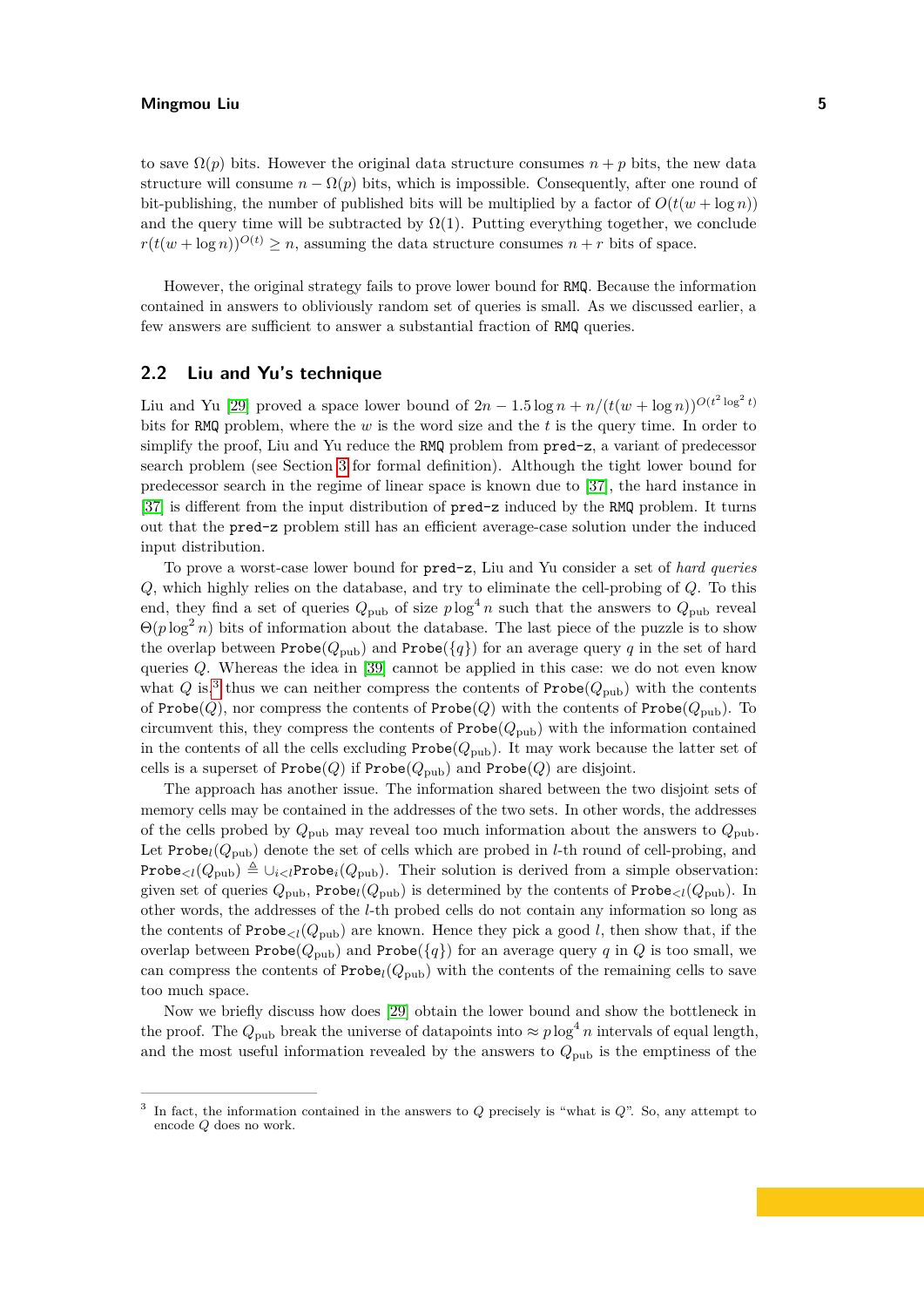to save $\Omega(p)$ bits. However the original data structure consumes $n+p$ bits, the new data structure will consume $n - \Omega(p)$ bits, which is impossible. Consequently, after one round of bit-publishing, the number of published bits will be multiplied by a factor of $O(t(w+\log n))$ and the query time will be subtracted by $\Omega(1)$. Putting everything together, we conclude $r(t(w+\log n))^{O(t)} \geq n$, assuming the data structure consumes $n+r$ bits of space.

However, the original strategy fails to prove lower bound for `RMQ`. Because the information contained in answers to obliviously random set of queries is small. As we discussed earlier, a few answers are sufficient to answer a substantial fraction of `RMQ` queries.

## 2.2 Liu and Yu's technique

Liu and Yu [29] proved a space lower bound of $2n - 1.5\log n + n/(t(w+\log n))^{O(t^2 \log^2 t)}$ bits for `RMQ` problem, where the $w$ is the word size and the $t$ is the query time. In order to simplify the proof, Liu and Yu reduce the `RMQ` problem from `pred-z`, a variant of predecessor search problem (see Section 3 for formal definition). Although the tight lower bound for predecessor search in the regime of linear space is known due to [37], the hard instance in [37] is different from the input distribution of `pred-z` induced by the `RMQ` problem. It turns out that the `pred-z` problem still has an efficient average-case solution under the induced input distribution.

To prove a worst-case lower bound for `pred-z`, Liu and Yu consider a set of *hard queries* $Q$, which highly relies on the database, and try to eliminate the cell-probing of $Q$. To this end, they find a set of queries $Q_{\text{pub}}$ of size $p\log^4 n$ such that the answers to $Q_{\text{pub}}$ reveal $\Theta(p\log^2 n)$ bits of information about the database. The last piece of the puzzle is to show the overlap between $\texttt{Probe}(Q_{\text{pub}})$ and $\texttt{Probe}(\{q\})$ for an average query $q$ in the set of hard queries $Q$. Whereas the idea in [39] cannot be applied in this case: we do not even know what $Q$ is,[3] thus we can neither compress the contents of $\texttt{Probe}(Q_{\text{pub}})$ with the contents of $\texttt{Probe}(Q)$, nor compress the contents of $\texttt{Probe}(Q)$ with the contents of $\texttt{Probe}(Q_{\text{pub}})$. To circumvent this, they compress the contents of $\texttt{Probe}(Q_{\text{pub}})$ with the information contained in the contents of all the cells excluding $\texttt{Probe}(Q_{\text{pub}})$. It may work because the latter set of cells is a superset of $\texttt{Probe}(Q)$ if $\texttt{Probe}(Q_{\text{pub}})$ and $\texttt{Probe}(Q)$ are disjoint.

The approach has another issue. The information shared between the two disjoint sets of memory cells may be contained in the addresses of the two sets. In other words, the addresses of the cells probed by $Q_{\text{pub}}$ may reveal too much information about the answers to $Q_{\text{pub}}$. Let $\texttt{Probe}_l(Q_{\text{pub}})$ denote the set of cells which are probed in $l$-th round of cell-probing, and $\texttt{Probe}_{<l}(Q_{\text{pub}}) \triangleq \cup_{i<l}\texttt{Probe}_i(Q_{\text{pub}})$. Their solution is derived from a simple observation: given set of queries $Q_{\text{pub}}$, $\texttt{Probe}_l(Q_{\text{pub}})$ is determined by the contents of $\texttt{Probe}_{<l}(Q_{\text{pub}})$. In other words, the addresses of the $l$-th probed cells do not contain any information so long as the contents of $\texttt{Probe}_{<l}(Q_{\text{pub}})$ are known. Hence they pick a good $l$, then show that, if the overlap between $\texttt{Probe}(Q_{\text{pub}})$ and $\texttt{Probe}(\{q\})$ for an average query $q$ in $Q$ is too small, we can compress the contents of $\texttt{Probe}_l(Q_{\text{pub}})$ with the contents of the remaining cells to save too much space.

Now we briefly discuss how does [29] obtain the lower bound and show the bottleneck in the proof. The $Q_{\text{pub}}$ break the universe of datapoints into $\approx p\log^4 n$ intervals of equal length, and the most useful information revealed by the answers to $Q_{\text{pub}}$ is the emptiness of the

---

[3] In fact, the information contained in the answers to $Q$ precisely is "what is $Q$". So, any attempt to encode $Q$ does no work.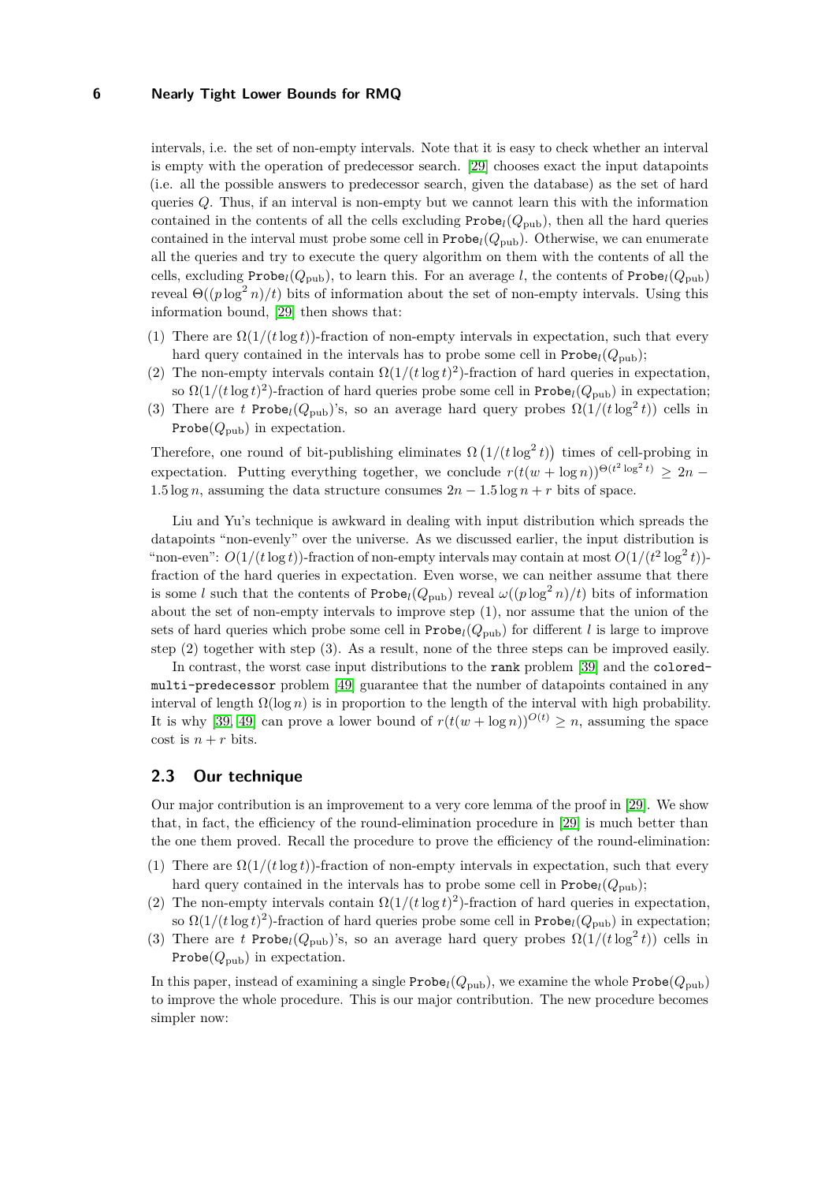intervals, i.e. the set of non-empty intervals. Note that it is easy to check whether an interval is empty with the operation of predecessor search. [29] chooses exact the input datapoints (i.e. all the possible answers to predecessor search, given the database) as the set of hard queries $Q$. Thus, if an interval is non-empty but we cannot learn this with the information contained in the contents of all the cells excluding $\texttt{Probe}_l(Q_{\text{pub}})$, then all the hard queries contained in the interval must probe some cell in $\texttt{Probe}_l(Q_{\text{pub}})$. Otherwise, we can enumerate all the queries and try to execute the query algorithm on them with the contents of all the cells, excluding $\texttt{Probe}_l(Q_{\text{pub}})$, to learn this. For an average $l$, the contents of $\texttt{Probe}_l(Q_{\text{pub}})$ reveal $\Theta((p\log^2 n)/t)$ bits of information about the set of non-empty intervals. Using this information bound, [29] then shows that:

(1) There are $\Omega(1/(t\log t))$-fraction of non-empty intervals in expectation, such that every hard query contained in the intervals has to probe some cell in $\texttt{Probe}_l(Q_{\text{pub}})$;
(2) The non-empty intervals contain $\Omega(1/(t\log t)^2)$-fraction of hard queries in expectation, so $\Omega(1/(t\log t)^2)$-fraction of hard queries probe some cell in $\texttt{Probe}_l(Q_{\text{pub}})$ in expectation;
(3) There are $t$ $\texttt{Probe}_l(Q_{\text{pub}})$'s, so an average hard query probes $\Omega(1/(t\log^2 t))$ cells in $\texttt{Probe}(Q_{\text{pub}})$ in expectation.

Therefore, one round of bit-publishing eliminates $\Omega\left(1/(t\log^2 t)\right)$ times of cell-probing in expectation. Putting everything together, we conclude $r(t(w+\log n))^{\Theta(t^2\log^2 t)} \geq 2n - 1.5\log n$, assuming the data structure consumes $2n - 1.5\log n + r$ bits of space.

Liu and Yu's technique is awkward in dealing with input distribution which spreads the datapoints "non-evenly" over the universe. As we discussed earlier, the input distribution is "non-even": $O(1/(t\log t))$-fraction of non-empty intervals may contain at most $O(1/(t^2\log^2 t))$-fraction of the hard queries in expectation. Even worse, we can neither assume that there is some $l$ such that the contents of $\texttt{Probe}_l(Q_{\text{pub}})$ reveal $\omega((p\log^2 n)/t)$ bits of information about the set of non-empty intervals to improve step (1), nor assume that the union of the sets of hard queries which probe some cell in $\texttt{Probe}_l(Q_{\text{pub}})$ for different $l$ is large to improve step (2) together with step (3). As a result, none of the three steps can be improved easily.

In contrast, the worst case input distributions to the `rank` problem [39] and the `colored-multi-predecessor` problem [49] guarantee that the number of datapoints contained in any interval of length $\Omega(\log n)$ is in proportion to the length of the interval with high probability. It is why [39, 49] can prove a lower bound of $r(t(w+\log n))^{O(t)} \geq n$, assuming the space cost is $n + r$ bits.

## 2.3 Our technique

Our major contribution is an improvement to a very core lemma of the proof in [29]. We show that, in fact, the efficiency of the round-elimination procedure in [29] is much better than the one them proved. Recall the procedure to prove the efficiency of the round-elimination:

(1) There are $\Omega(1/(t\log t))$-fraction of non-empty intervals in expectation, such that every hard query contained in the intervals has to probe some cell in $\texttt{Probe}_l(Q_{\text{pub}})$;
(2) The non-empty intervals contain $\Omega(1/(t\log t)^2)$-fraction of hard queries in expectation, so $\Omega(1/(t\log t)^2)$-fraction of hard queries probe some cell in $\texttt{Probe}_l(Q_{\text{pub}})$ in expectation;
(3) There are $t$ $\texttt{Probe}_l(Q_{\text{pub}})$'s, so an average hard query probes $\Omega(1/(t\log^2 t))$ cells in $\texttt{Probe}(Q_{\text{pub}})$ in expectation.

In this paper, instead of examining a single $\texttt{Probe}_l(Q_{\text{pub}})$, we examine the whole $\texttt{Probe}(Q_{\text{pub}})$ to improve the whole procedure. This is our major contribution. The new procedure becomes simpler now: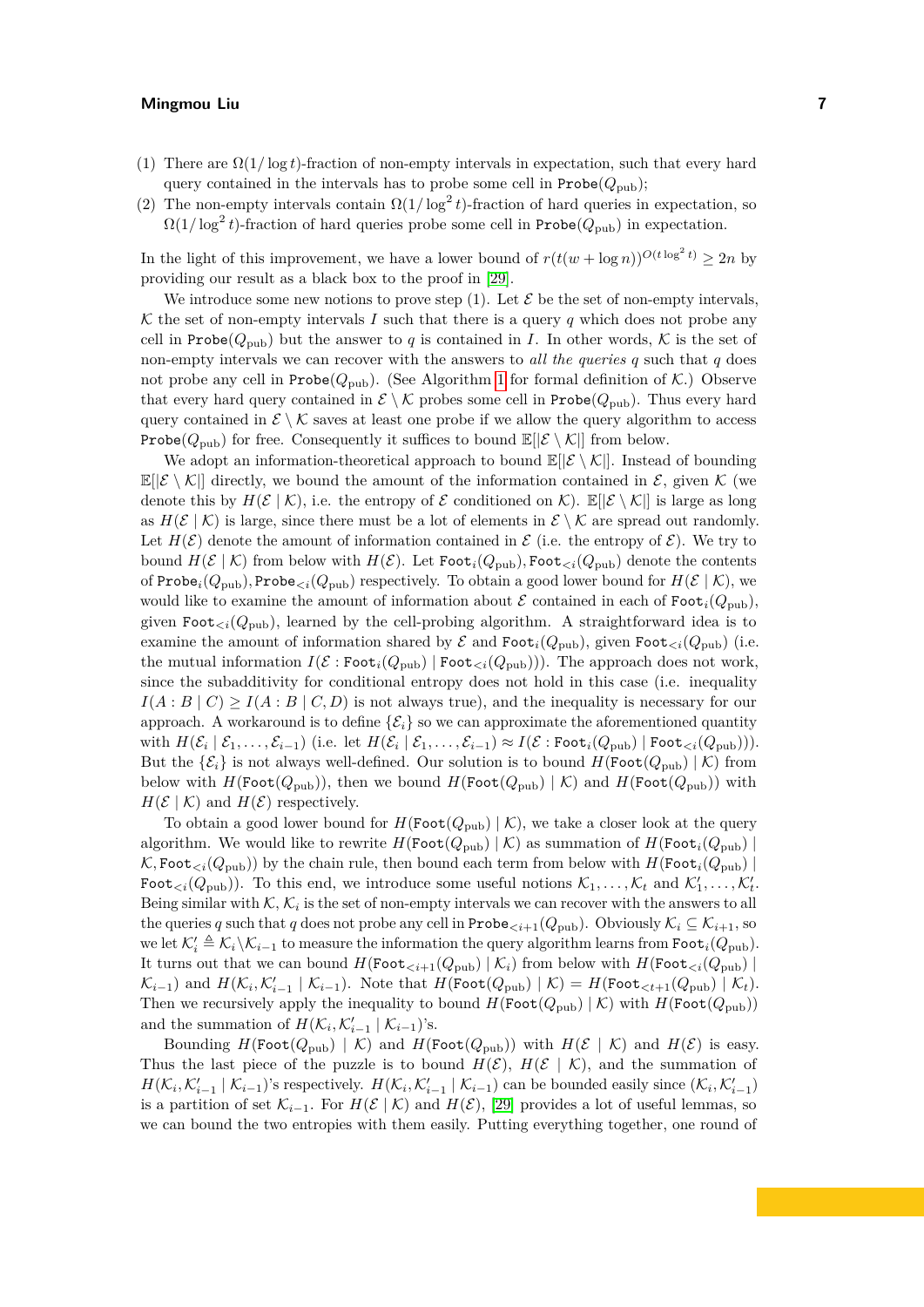(1) There are $\Omega(1/\log t)$-fraction of non-empty intervals in expectation, such that every hard query contained in the intervals has to probe some cell in $\texttt{Probe}(Q_{\text{pub}})$;

(2) The non-empty intervals contain $\Omega(1/\log^2 t)$-fraction of hard queries in expectation, so $\Omega(1/\log^2 t)$-fraction of hard queries probe some cell in $\texttt{Probe}(Q_{\text{pub}})$ in expectation.

In the light of this improvement, we have a lower bound of $r(t(w+\log n))^{O(t\log^2 t)} \geq 2n$ by providing our result as a black box to the proof in [29].

We introduce some new notions to prove step (1). Let $\mathcal{E}$ be the set of non-empty intervals, $\mathcal{K}$ the set of non-empty intervals $I$ such that there is a query $q$ which does not probe any cell in $\texttt{Probe}(Q_{\text{pub}})$ but the answer to $q$ is contained in $I$. In other words, $\mathcal{K}$ is the set of non-empty intervals we can recover with the answers to *all the queries* $q$ such that $q$ does not probe any cell in $\texttt{Probe}(Q_{\text{pub}})$. (See Algorithm 1 for formal definition of $\mathcal{K}$.) Observe that every hard query contained in $\mathcal{E}\setminus\mathcal{K}$ probes some cell in $\texttt{Probe}(Q_{\text{pub}})$. Thus every hard query contained in $\mathcal{E}\setminus\mathcal{K}$ saves at least one probe if we allow the query algorithm to access $\texttt{Probe}(Q_{\text{pub}})$ for free. Consequently it suffices to bound $\mathbb{E}[|\mathcal{E}\setminus\mathcal{K}|]$ from below.

We adopt an information-theoretical approach to bound $\mathbb{E}[|\mathcal{E}\setminus\mathcal{K}|]$. Instead of bounding $\mathbb{E}[|\mathcal{E}\setminus\mathcal{K}|]$ directly, we bound the amount of the information contained in $\mathcal{E}$, given $\mathcal{K}$ (we denote this by $H(\mathcal{E}\mid\mathcal{K})$, i.e. the entropy of $\mathcal{E}$ conditioned on $\mathcal{K}$). $\mathbb{E}[|\mathcal{E}\setminus\mathcal{K}|]$ is large as long as $H(\mathcal{E}\mid\mathcal{K})$ is large, since there must be a lot of elements in $\mathcal{E}\setminus\mathcal{K}$ are spread out randomly. Let $H(\mathcal{E})$ denote the amount of information contained in $\mathcal{E}$ (i.e. the entropy of $\mathcal{E}$). We try to bound $H(\mathcal{E}\mid\mathcal{K})$ from below with $H(\mathcal{E})$. Let $\texttt{Foot}_i(Q_{\text{pub}}), \texttt{Foot}_{<i}(Q_{\text{pub}})$ denote the contents of $\texttt{Probe}_i(Q_{\text{pub}}), \texttt{Probe}_{<i}(Q_{\text{pub}})$ respectively. To obtain a good lower bound for $H(\mathcal{E}\mid\mathcal{K})$, we would like to examine the amount of information about $\mathcal{E}$ contained in each of $\texttt{Foot}_i(Q_{\text{pub}})$, given $\texttt{Foot}_{<i}(Q_{\text{pub}})$, learned by the cell-probing algorithm. A straightforward idea is to examine the amount of information shared by $\mathcal{E}$ and $\texttt{Foot}_i(Q_{\text{pub}})$, given $\texttt{Foot}_{<i}(Q_{\text{pub}})$ (i.e. the mutual information $I(\mathcal{E}:\texttt{Foot}_i(Q_{\text{pub}})\mid\texttt{Foot}_{<i}(Q_{\text{pub}}))$). The approach does not work, since the subadditivity for conditional entropy does not hold in this case (i.e. inequality $I(A:B\mid C)\geq I(A:B\mid C,D)$ is not always true), and the inequality is necessary for our approach. A workaround is to define $\{\mathcal{E}_i\}$ so we can approximate the aforementioned quantity with $H(\mathcal{E}_i\mid\mathcal{E}_1,\ldots,\mathcal{E}_{i-1})$ (i.e. let $H(\mathcal{E}_i\mid\mathcal{E}_1,\ldots,\mathcal{E}_{i-1})\approx I(\mathcal{E}:\texttt{Foot}_i(Q_{\text{pub}})\mid\texttt{Foot}_{<i}(Q_{\text{pub}}))$). But the $\{\mathcal{E}_i\}$ is not always well-defined. Our solution is to bound $H(\texttt{Foot}(Q_{\text{pub}})\mid\mathcal{K})$ from below with $H(\texttt{Foot}(Q_{\text{pub}}))$, then we bound $H(\texttt{Foot}(Q_{\text{pub}})\mid\mathcal{K})$ and $H(\texttt{Foot}(Q_{\text{pub}}))$ with $H(\mathcal{E}\mid\mathcal{K})$ and $H(\mathcal{E})$ respectively.

To obtain a good lower bound for $H(\texttt{Foot}(Q_{\text{pub}})\mid\mathcal{K})$, we take a closer look at the query algorithm. We would like to rewrite $H(\texttt{Foot}(Q_{\text{pub}})\mid\mathcal{K})$ as summation of $H(\texttt{Foot}_i(Q_{\text{pub}})\mid\mathcal{K},\texttt{Foot}_{<i}(Q_{\text{pub}}))$ by the chain rule, then bound each term from below with $H(\texttt{Foot}_i(Q_{\text{pub}})\mid\texttt{Foot}_{<i}(Q_{\text{pub}}))$. To this end, we introduce some useful notions $\mathcal{K}_1,\ldots,\mathcal{K}_t$ and $\mathcal{K}'_1,\ldots,\mathcal{K}'_t$. Being similar with $\mathcal{K}$, $\mathcal{K}_i$ is the set of non-empty intervals we can recover with the answers to all the queries $q$ such that $q$ does not probe any cell in $\texttt{Probe}_{<i+1}(Q_{\text{pub}})$. Obviously $\mathcal{K}_i\subseteq\mathcal{K}_{i+1}$, so we let $\mathcal{K}'_i\triangleq\mathcal{K}_i\setminus\mathcal{K}_{i-1}$ to measure the information the query algorithm learns from $\texttt{Foot}_i(Q_{\text{pub}})$. It turns out that we can bound $H(\texttt{Foot}_{<i+1}(Q_{\text{pub}})\mid\mathcal{K}_i)$ from below with $H(\texttt{Foot}_{<i}(Q_{\text{pub}})\mid\mathcal{K}_{i-1})$ and $H(\mathcal{K}_i,\mathcal{K}'_{i-1}\mid\mathcal{K}_{i-1})$. Note that $H(\texttt{Foot}(Q_{\text{pub}})\mid\mathcal{K})=H(\texttt{Foot}_{<t+1}(Q_{\text{pub}})\mid\mathcal{K}_t)$. Then we recursively apply the inequality to bound $H(\texttt{Foot}(Q_{\text{pub}})\mid\mathcal{K})$ with $H(\texttt{Foot}(Q_{\text{pub}}))$ and the summation of $H(\mathcal{K}_i,\mathcal{K}'_{i-1}\mid\mathcal{K}_{i-1})$'s.

Bounding $H(\texttt{Foot}(Q_{\text{pub}})\mid\mathcal{K})$ and $H(\texttt{Foot}(Q_{\text{pub}}))$ with $H(\mathcal{E}\mid\mathcal{K})$ and $H(\mathcal{E})$ is easy. Thus the last piece of the puzzle is to bound $H(\mathcal{E})$, $H(\mathcal{E}\mid\mathcal{K})$, and the summation of $H(\mathcal{K}_i,\mathcal{K}'_{i-1}\mid\mathcal{K}_{i-1})$'s respectively. $H(\mathcal{K}_i,\mathcal{K}'_{i-1}\mid\mathcal{K}_{i-1})$ can be bounded easily since $(\mathcal{K}_i,\mathcal{K}'_{i-1})$ is a partition of set $\mathcal{K}_{i-1}$. For $H(\mathcal{E}\mid\mathcal{K})$ and $H(\mathcal{E})$, [29] provides a lot of useful lemmas, so we can bound the two entropies with them easily. Putting everything together, one round of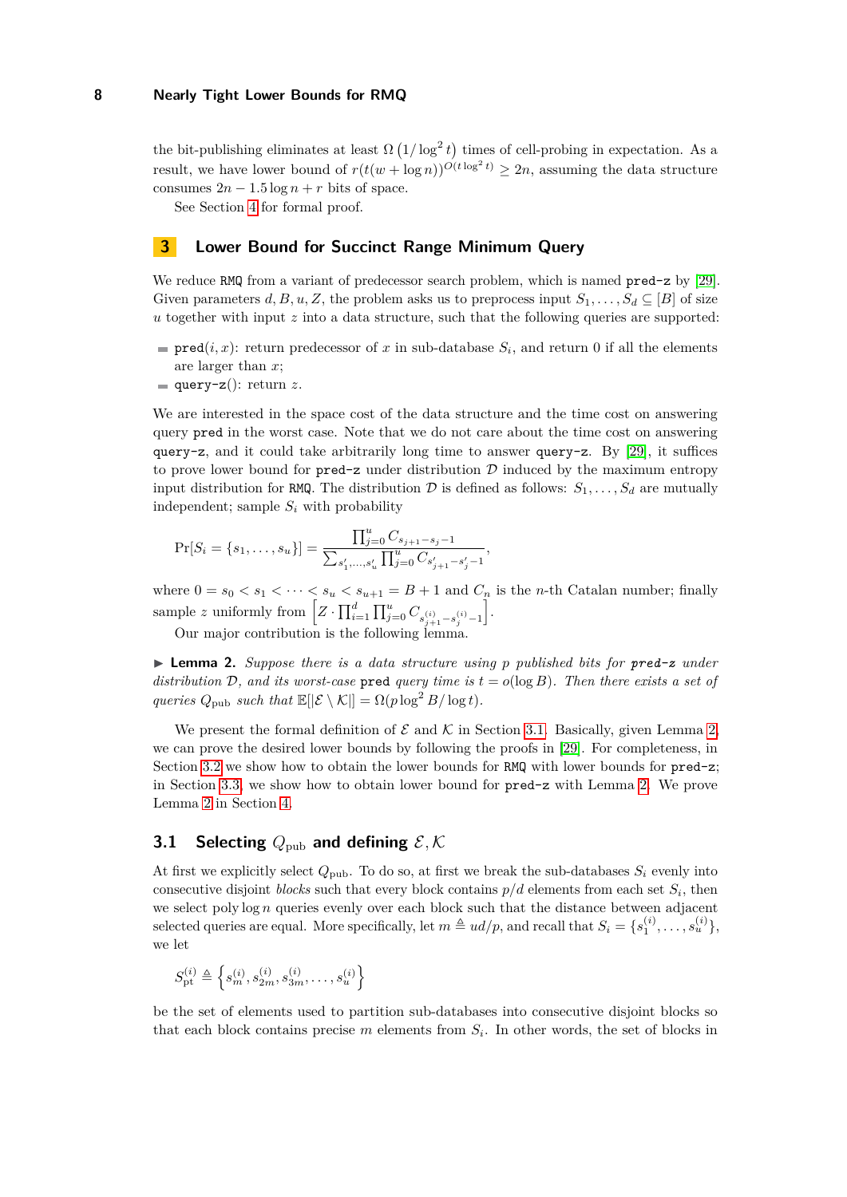the bit-publishing eliminates at least $\Omega\left(1/\log^2 t\right)$ times of cell-probing in expectation. As a result, we have lower bound of $r(t(w+\log n))^{O(t\log^2 t)} \geq 2n$, assuming the data structure consumes $2n - 1.5\log n + r$ bits of space.

See Section 4 for formal proof.

# 3 Lower Bound for Succinct Range Minimum Query

We reduce RMQ from a variant of predecessor search problem, which is named pred-z by [29]. Given parameters $d, B, u, Z$, the problem asks us to preprocess input $S_1, \ldots, S_d \subseteq [B]$ of size $u$ together with input $z$ into a data structure, such that the following queries are supported:

- pred$(i, x)$: return predecessor of $x$ in sub-database $S_i$, and return 0 if all the elements are larger than $x$;
- query-z(): return $z$.

We are interested in the space cost of the data structure and the time cost on answering query pred in the worst case. Note that we do not care about the time cost on answering query-z, and it could take arbitrarily long time to answer query-z. By [29], it suffices to prove lower bound for pred-z under distribution $\mathcal{D}$ induced by the maximum entropy input distribution for RMQ. The distribution $\mathcal{D}$ is defined as follows: $S_1, \ldots, S_d$ are mutually independent; sample $S_i$ with probability

$$\Pr[S_i = \{s_1, \ldots, s_u\}] = \frac{\prod_{j=0}^{u} C_{s_{j+1}-s_j-1}}{\sum_{s'_1,\ldots,s'_u} \prod_{j=0}^{u} C_{s'_{j+1}-s'_j-1}},$$

where $0 = s_0 < s_1 < \cdots < s_u < s_{u+1} = B+1$ and $C_n$ is the $n$-th Catalan number; finally sample $z$ uniformly from $\left[Z \cdot \prod_{i=1}^{d} \prod_{j=0}^{u} C_{s^{(i)}_{j+1}-s^{(i)}_j-1}\right]$.

Our major contribution is the following lemma.

▶ **Lemma 2.** *Suppose there is a data structure using $p$ published bits for **pred-z** under distribution $\mathcal{D}$, and its worst-case* pred *query time is $t = o(\log B)$. Then there exists a set of queries $Q_{\text{pub}}$ such that $\mathbb{E}[|\mathcal{E} \setminus \mathcal{K}|] = \Omega(p\log^2 B/\log t)$.*

We present the formal definition of $\mathcal{E}$ and $\mathcal{K}$ in Section 3.1. Basically, given Lemma 2, we can prove the desired lower bounds by following the proofs in [29]. For completeness, in Section 3.2 we show how to obtain the lower bounds for RMQ with lower bounds for pred-z; in Section 3.3, we show how to obtain lower bound for pred-z with Lemma 2. We prove Lemma 2 in Section 4.

## 3.1 Selecting $Q_{\text{pub}}$ and defining $\mathcal{E}, \mathcal{K}$

At first we explicitly select $Q_{\text{pub}}$. To do so, at first we break the sub-databases $S_i$ evenly into consecutive disjoint *blocks* such that every block contains $p/d$ elements from each set $S_i$, then we select poly $\log n$ queries evenly over each block such that the distance between adjacent selected queries are equal. More specifically, let $m \triangleq ud/p$, and recall that $S_i = \{s^{(i)}_1, \ldots, s^{(i)}_u\}$, we let

$$S^{(i)}_{\text{pt}} \triangleq \left\{s^{(i)}_m, s^{(i)}_{2m}, s^{(i)}_{3m}, \ldots, s^{(i)}_u\right\}$$

be the set of elements used to partition sub-databases into consecutive disjoint blocks so that each block contains precise $m$ elements from $S_i$. In other words, the set of blocks in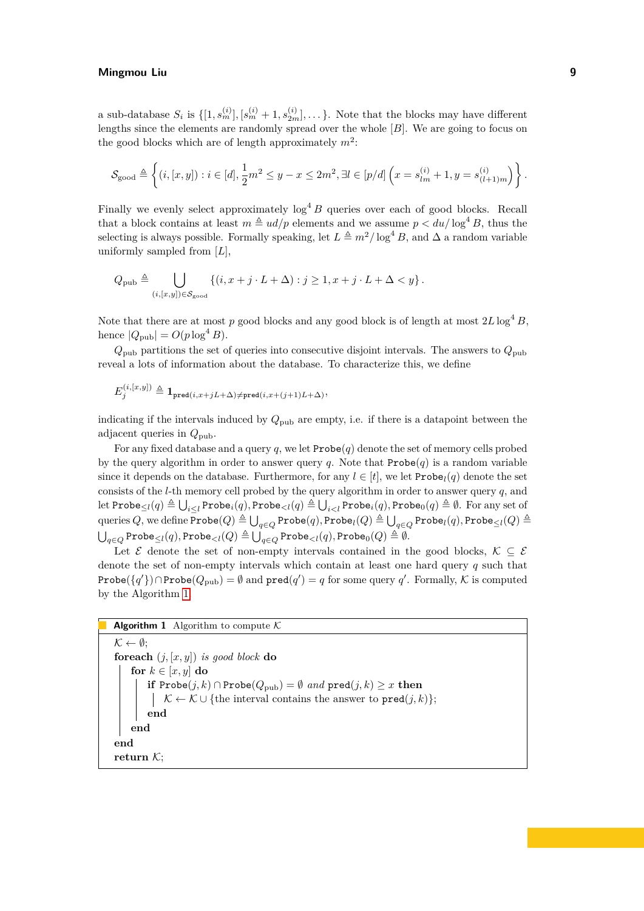a sub-database $S_i$ is $\{[1, s_m^{(i)}], [s_m^{(i)}+1, s_{2m}^{(i)}], \dots\}$. Note that the blocks may have different lengths since the elements are randomly spread over the whole $[B]$. We are going to focus on the good blocks which are of length approximately $m^2$:

$$\mathcal{S}_{\text{good}} \triangleq \left\{ (i, [x,y]) : i \in [d], \frac{1}{2}m^2 \le y - x \le 2m^2, \exists l \in [p/d] \left( x = s_{lm}^{(i)} + 1, y = s_{(l+1)m}^{(i)} \right) \right\}.$$

Finally we evenly select approximately $\log^4 B$ queries over each of good blocks. Recall that a block contains at least $m \triangleq ud/p$ elements and we assume $p < du/\log^4 B$, thus the selecting is always possible. Formally speaking, let $L \triangleq m^2/\log^4 B$, and $\Delta$ a random variable uniformly sampled from $[L]$,

$$Q_{\text{pub}} \triangleq \bigcup_{(i,[x,y]) \in \mathcal{S}_{\text{good}}} \{(i, x + j \cdot L + \Delta) : j \ge 1, x + j \cdot L + \Delta < y\}.$$

Note that there are at most $p$ good blocks and any good block is of length at most $2L\log^4 B$, hence $|Q_{\text{pub}}| = O(p \log^4 B)$.

$Q_{\text{pub}}$ partitions the set of queries into consecutive disjoint intervals. The answers to $Q_{\text{pub}}$ reveal a lots of information about the database. To characterize this, we define

$$E_j^{(i,[x,y])} \triangleq \mathbf{1}_{\texttt{pred}(i, x+jL+\Delta) \ne \texttt{pred}(i, x+(j+1)L+\Delta)},$$

indicating if the intervals induced by $Q_{\text{pub}}$ are empty, i.e. if there is a datapoint between the adjacent queries in $Q_{\text{pub}}$.

For any fixed database and a query $q$, we let $\texttt{Probe}(q)$ denote the set of memory cells probed by the query algorithm in order to answer query $q$. Note that $\texttt{Probe}(q)$ is a random variable since it depends on the database. Furthermore, for any $l \in [t]$, we let $\texttt{Probe}_l(q)$ denote the set consists of the $l$-th memory cell probed by the query algorithm in order to answer query $q$, and let $\texttt{Probe}_{\le l}(q) \triangleq \bigcup_{i \le l} \texttt{Probe}_i(q), \texttt{Probe}_{<l}(q) \triangleq \bigcup_{i<l} \texttt{Probe}_i(q), \texttt{Probe}_0(q) \triangleq \emptyset$. For any set of queries $Q$, we define $\texttt{Probe}(Q) \triangleq \bigcup_{q \in Q} \texttt{Probe}(q), \texttt{Probe}_l(Q) \triangleq \bigcup_{q \in Q} \texttt{Probe}_l(q), \texttt{Probe}_{\le l}(Q) \triangleq \bigcup_{q \in Q} \texttt{Probe}_{\le l}(q), \texttt{Probe}_{<l}(Q) \triangleq \bigcup_{q \in Q} \texttt{Probe}_{<l}(q), \texttt{Probe}_0(Q) \triangleq \emptyset$.

Let $\mathcal{E}$ denote the set of non-empty intervals contained in the good blocks, $\mathcal{K} \subseteq \mathcal{E}$ denote the set of non-empty intervals which contain at least one hard query $q$ such that $\texttt{Probe}(\{q'\}) \cap \texttt{Probe}(Q_{\text{pub}}) = \emptyset$ and $\texttt{pred}(q') = q$ for some query $q'$. Formally, $\mathcal{K}$ is computed by the Algorithm 1

**Algorithm 1** Algorithm to compute $\mathcal{K}$

```
K ← ∅;
foreach (j, [x, y]) is good block do
    for k ∈ [x, y] do
        if Probe(j, k) ∩ Probe(Q_pub) = ∅ and pred(j, k) ≥ x then
            K ← K ∪ {the interval contains the answer to pred(j, k)};
        end
    end
end
return K;
```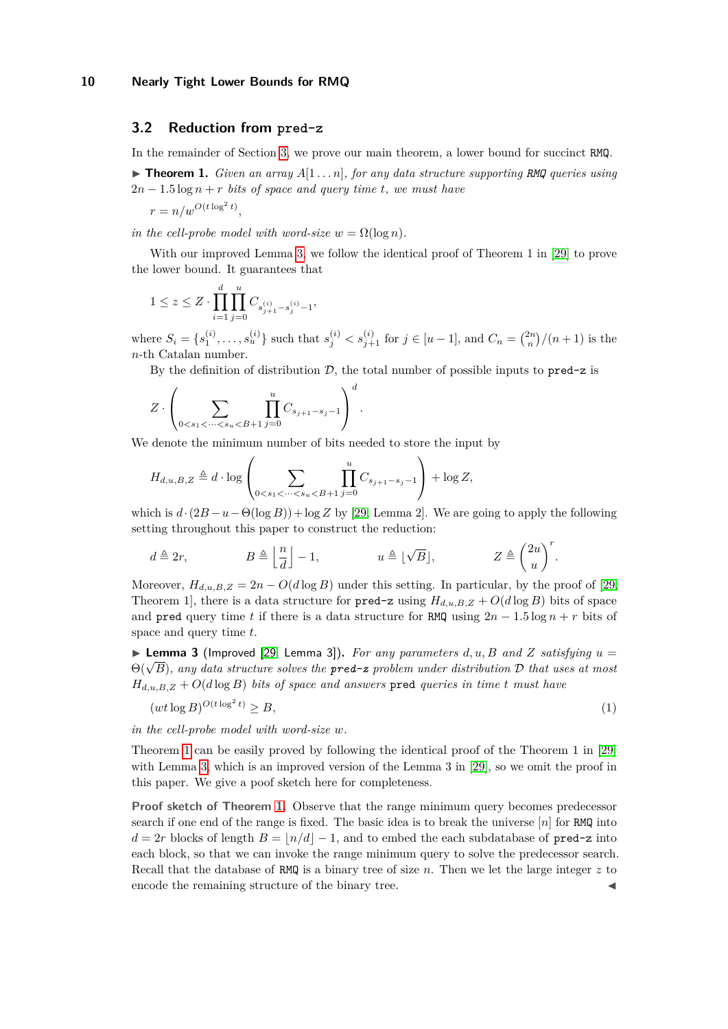## 3.2 Reduction from pred-z

In the remainder of Section 3, we prove our main theorem, a lower bound for succinct RMQ.

▶ **Theorem 1.** *Given an array $A[1\ldots n]$, for any data structure supporting RMQ queries using $2n - 1.5\log n + r$ bits of space and query time $t$, we must have*

$$r = n/w^{O(t\log^2 t)},$$

*in the cell-probe model with word-size $w = \Omega(\log n)$.*

With our improved Lemma 3, we follow the identical proof of Theorem 1 in [29] to prove the lower bound. It guarantees that

$$1 \le z \le Z \cdot \prod_{i=1}^{d}\prod_{j=0}^{u} C_{s_{j+1}^{(i)} - s_j^{(i)} - 1},$$

where $S_i = \{s_1^{(i)}, \ldots, s_u^{(i)}\}$ such that $s_j^{(i)} < s_{j+1}^{(i)}$ for $j \in [u-1]$, and $C_n = \binom{2n}{n}/(n+1)$ is the $n$-th Catalan number.

By the definition of distribution $\mathcal{D}$, the total number of possible inputs to pred-z is

$$Z \cdot \left( \sum_{0<s_1<\cdots<s_u<B+1} \prod_{j=0}^{u} C_{s_{j+1}-s_j-1} \right)^d.$$

We denote the minimum number of bits needed to store the input by

$$H_{d,u,B,Z} \triangleq d \cdot \log\left( \sum_{0<s_1<\cdots<s_u<B+1} \prod_{j=0}^{u} C_{s_{j+1}-s_j-1} \right) + \log Z,$$

which is $d \cdot (2B - u - \Theta(\log B)) + \log Z$ by [29, Lemma 2]. We are going to apply the following setting throughout this paper to construct the reduction:

$$d \triangleq 2r, \qquad B \triangleq \left\lfloor \frac{n}{d} \right\rfloor - 1, \qquad u \triangleq \lfloor \sqrt{B} \rfloor, \qquad Z \triangleq \binom{2u}{u}^r.$$

Moreover, $H_{d,u,B,Z} = 2n - O(d\log B)$ under this setting. In particular, by the proof of [29, Theorem 1], there is a data structure for pred-z using $H_{d,u,B,Z} + O(d\log B)$ bits of space and pred query time $t$ if there is a data structure for RMQ using $2n - 1.5\log n + r$ bits of space and query time $t$.

▶ **Lemma 3** (Improved [29, Lemma 3])**.** *For any parameters $d, u, B$ and $Z$ satisfying $u = \Theta(\sqrt{B})$, any data structure solves the **pred-z** problem under distribution $\mathcal{D}$ that uses at most $H_{d,u,B,Z} + O(d\log B)$ bits of space and answers* pred *queries in time $t$ must have*

$$(wt\log B)^{O(t\log^2 t)} \ge B, \tag{1}$$

*in the cell-probe model with word-size $w$.*

Theorem 1 can be easily proved by following the identical proof of the Theorem 1 in [29] with Lemma 3, which is an improved version of the Lemma 3 in [29], so we omit the proof in this paper. We give a poof sketch here for completeness.

**Proof sketch of Theorem 1.** Observe that the range minimum query becomes predecessor search if one end of the range is fixed. The basic idea is to break the universe $[n]$ for RMQ into $d = 2r$ blocks of length $B = \lfloor n/d \rfloor - 1$, and to embed the each subdatabase of pred-z into each block, so that we can invoke the range minimum query to solve the predecessor search. Recall that the database of RMQ is a binary tree of size $n$. Then we let the large integer $z$ to encode the remaining structure of the binary tree. ◀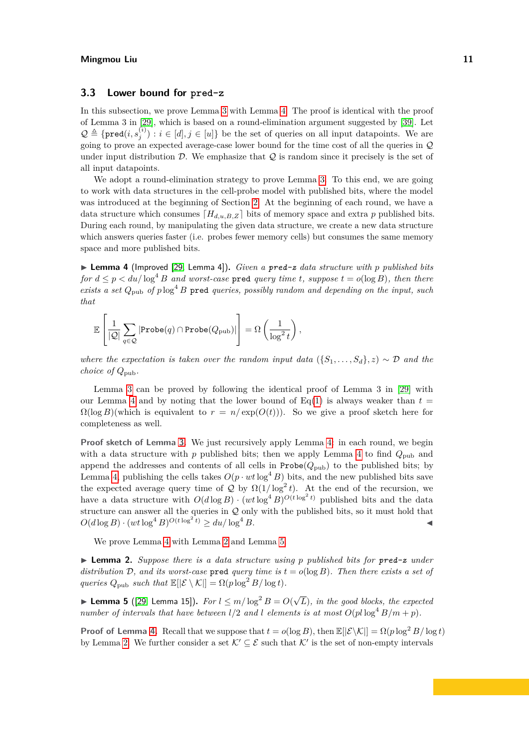### 3.3 Lower bound for pred-z

In this subsection, we prove Lemma 3 with Lemma 4. The proof is identical with the proof of Lemma 3 in [29], which is based on a round-elimination argument suggested by [39]. Let $\mathcal{Q} \triangleq \{\texttt{pred}(i, s_j^{(i)}) : i \in [d], j \in [u]\}$ be the set of queries on all input datapoints. We are going to prove an expected average-case lower bound for the time cost of all the queries in $\mathcal{Q}$ under input distribution $\mathcal{D}$. We emphasize that $\mathcal{Q}$ is random since it precisely is the set of all input datapoints.

We adopt a round-elimination strategy to prove Lemma 3. To this end, we are going to work with data structures in the cell-probe model with published bits, where the model was introduced at the beginning of Section 2. At the beginning of each round, we have a data structure which consumes $\lceil H_{d,u,B,Z} \rceil$ bits of memory space and extra $p$ published bits. During each round, by manipulating the given data structure, we create a new data structure which answers queries faster (i.e. probes fewer memory cells) but consumes the same memory space and more published bits.

▶ **Lemma 4** (Improved [29, Lemma 4]). *Given a* ***pred-z*** *data structure with $p$ published bits for $d \le p < du/\log^4 B$ and worst-case* `pred` *query time $t$, suppose $t = o(\log B)$, then there exists a set $Q_{\text{pub}}$ of $p \log^4 B$* `pred` *queries, possibly random and depending on the input, such that*

$$\mathbb{E}\left[\frac{1}{|\mathcal{Q}|}\sum_{q\in\mathcal{Q}} |\texttt{Probe}(q) \cap \texttt{Probe}(Q_{\text{pub}})|\right] = \Omega\left(\frac{1}{\log^2 t}\right),$$

*where the expectation is taken over the random input data $(\{S_1, \ldots, S_d\}, z) \sim \mathcal{D}$ and the choice of $Q_{\text{pub}}$.*

Lemma 3 can be proved by following the identical proof of Lemma 3 in [29] with our Lemma 4 and by noting that the lower bound of Eq(1) is always weaker than $t = \Omega(\log B)$(which is equivalent to $r = n/\exp(O(t))$). So we give a proof sketch here for completeness as well.

**Proof sketch of Lemma 3.** We just recursively apply Lemma 4: in each round, we begin with a data structure with $p$ published bits; then we apply Lemma 4 to find $Q_{\text{pub}}$ and append the addresses and contents of all cells in $\texttt{Probe}(Q_{\text{pub}})$ to the published bits; by Lemma 4, publishing the cells takes $O(p \cdot wt \log^4 B)$ bits, and the new published bits save the expected average query time of $\mathcal{Q}$ by $\Omega(1/\log^2 t)$. At the end of the recursion, we have a data structure with $O(d \log B) \cdot (wt \log^4 B)^{O(t \log^2 t)}$ published bits and the data structure can answer all the queries in $\mathcal{Q}$ only with the published bits, so it must hold that $O(d \log B) \cdot (wt \log^4 B)^{O(t \log^2 t)} \ge du/\log^4 B$. ◀

We prove Lemma 4 with Lemma 2 and Lemma 5.

▶ **Lemma 2.** *Suppose there is a data structure using $p$ published bits for* ***pred-z*** *under distribution $\mathcal{D}$, and its worst-case* `pred` *query time is $t = o(\log B)$. Then there exists a set of queries $Q_{\text{pub}}$ such that $\mathbb{E}[|\mathcal{E} \setminus \mathcal{K}|] = \Omega(p \log^2 B/\log t)$.*

▶ **Lemma 5** ([29, Lemma 15]). *For $l \le m/\log^2 B = O(\sqrt{L})$, in the good blocks, the expected number of intervals that have between $l/2$ and $l$ elements is at most $O(pl \log^4 B/m + p)$.*

**Proof of Lemma 4.** Recall that we suppose that $t = o(\log B)$, then $\mathbb{E}[|\mathcal{E} \setminus \mathcal{K}|] = \Omega(p \log^2 B/\log t)$ by Lemma 2. We further consider a set $\mathcal{K}' \subseteq \mathcal{E}$ such that $\mathcal{K}'$ is the set of non-empty intervals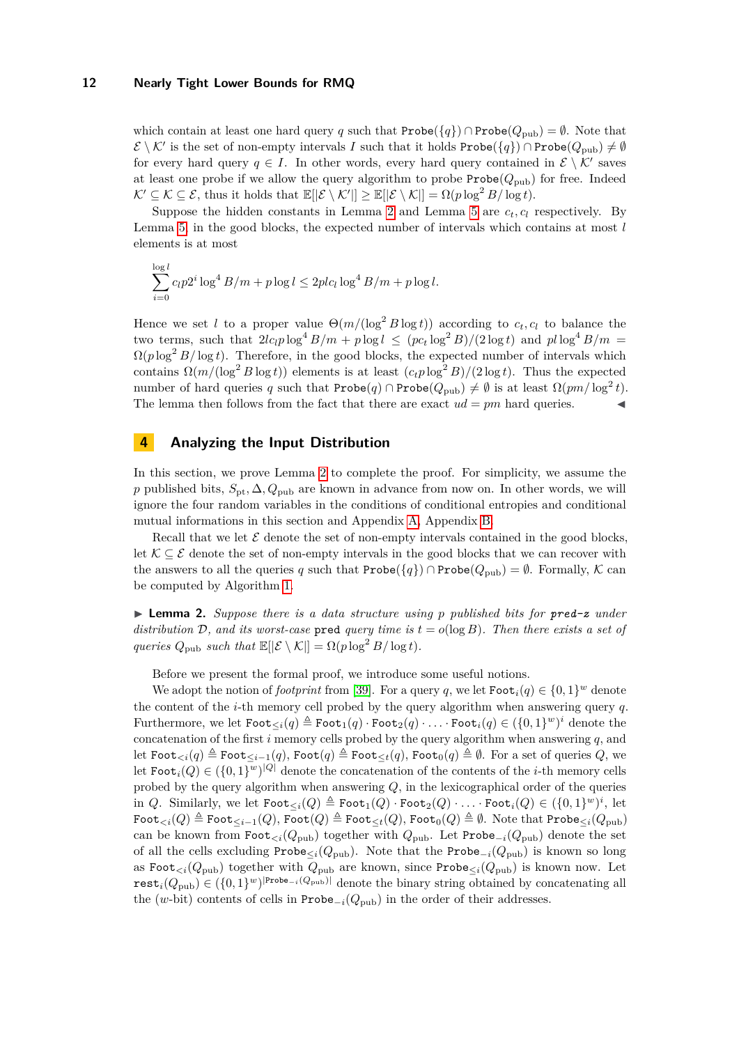which contain at least one hard query $q$ such that $\texttt{Probe}(\{q\}) \cap \texttt{Probe}(Q_{\text{pub}}) = \emptyset$. Note that $\mathcal{E} \setminus \mathcal{K}'$ is the set of non-empty intervals $I$ such that it holds $\texttt{Probe}(\{q\}) \cap \texttt{Probe}(Q_{\text{pub}}) \neq \emptyset$ for every hard query $q \in I$. In other words, every hard query contained in $\mathcal{E} \setminus \mathcal{K}'$ saves at least one probe if we allow the query algorithm to probe $\texttt{Probe}(Q_{\text{pub}})$ for free. Indeed $\mathcal{K}' \subseteq \mathcal{K} \subseteq \mathcal{E}$, thus it holds that $\mathbb{E}[|\mathcal{E} \setminus \mathcal{K}'|] \geq \mathbb{E}[|\mathcal{E} \setminus \mathcal{K}|] = \Omega(p \log^2 B / \log t)$.

Suppose the hidden constants in Lemma 2 and Lemma 5 are $c_t, c_l$ respectively. By Lemma 5, in the good blocks, the expected number of intervals which contains at most $l$ elements is at most

$$\sum_{i=0}^{\log l} c_l p 2^i \log^4 B/m + p \log l \leq 2plc_l \log^4 B/m + p \log l.$$

Hence we set $l$ to a proper value $\Theta(m/(\log^2 B \log t))$ according to $c_t, c_l$ to balance the two terms, such that $2lc_l p \log^4 B/m + p \log l \leq (pc_t \log^2 B)/(2 \log t)$ and $pl \log^4 B/m = \Omega(p \log^2 B/\log t)$. Therefore, in the good blocks, the expected number of intervals which contains $\Omega(m/(\log^2 B \log t))$ elements is at least $(c_t p \log^2 B)/(2 \log t)$. Thus the expected number of hard queries $q$ such that $\texttt{Probe}(q) \cap \texttt{Probe}(Q_{\text{pub}}) \neq \emptyset$ is at least $\Omega(pm/\log^2 t)$. The lemma then follows from the fact that there are exact $ud = pm$ hard queries. ◀

## 4 Analyzing the Input Distribution

In this section, we prove Lemma 2 to complete the proof. For simplicity, we assume the $p$ published bits, $S_{\text{pt}}, \Delta, Q_{\text{pub}}$ are known in advance from now on. In other words, we will ignore the four random variables in the conditions of conditional entropies and conditional mutual informations in this section and Appendix A, Appendix B.

Recall that we let $\mathcal{E}$ denote the set of non-empty intervals contained in the good blocks, let $\mathcal{K} \subseteq \mathcal{E}$ denote the set of non-empty intervals in the good blocks that we can recover with the answers to all the queries $q$ such that $\texttt{Probe}(\{q\}) \cap \texttt{Probe}(Q_{\text{pub}}) = \emptyset$. Formally, $\mathcal{K}$ can be computed by Algorithm 1.

▶ **Lemma 2.** *Suppose there is a data structure using $p$ published bits for* **pred-z** *under distribution $\mathcal{D}$, and its worst-case* pred *query time is $t = o(\log B)$. Then there exists a set of queries $Q_{\text{pub}}$ such that $\mathbb{E}[|\mathcal{E} \setminus \mathcal{K}|] = \Omega(p \log^2 B/\log t)$.*

Before we present the formal proof, we introduce some useful notions.

We adopt the notion of *footprint* from [39]. For a query $q$, we let $\texttt{Foot}_i(q) \in \{0,1\}^w$ denote the content of the $i$-th memory cell probed by the query algorithm when answering query $q$. Furthermore, we let $\texttt{Foot}_{\leq i}(q) \triangleq \texttt{Foot}_1(q) \cdot \texttt{Foot}_2(q) \cdot \ldots \cdot \texttt{Foot}_i(q) \in (\{0,1\}^w)^i$ denote the concatenation of the first $i$ memory cells probed by the query algorithm when answering $q$, and let $\texttt{Foot}_{<i}(q) \triangleq \texttt{Foot}_{\leq i-1}(q)$, $\texttt{Foot}(q) \triangleq \texttt{Foot}_{\leq t}(q)$, $\texttt{Foot}_0(q) \triangleq \emptyset$. For a set of queries $Q$, we let $\texttt{Foot}_i(Q) \in (\{0,1\}^w)^{|Q|}$ denote the concatenation of the contents of the $i$-th memory cells probed by the query algorithm when answering $Q$, in the lexicographical order of the queries in $Q$. Similarly, we let $\texttt{Foot}_{\leq i}(Q) \triangleq \texttt{Foot}_1(Q) \cdot \texttt{Foot}_2(Q) \cdot \ldots \cdot \texttt{Foot}_i(Q) \in (\{0,1\}^w)^i$, let $\texttt{Foot}_{<i}(Q) \triangleq \texttt{Foot}_{\leq i-1}(Q)$, $\texttt{Foot}(Q) \triangleq \texttt{Foot}_{\leq t}(Q)$, $\texttt{Foot}_0(Q) \triangleq \emptyset$. Note that $\texttt{Probe}_{\leq i}(Q_{\text{pub}})$ can be known from $\texttt{Foot}_{<i}(Q_{\text{pub}})$ together with $Q_{\text{pub}}$. Let $\texttt{Probe}_{-i}(Q_{\text{pub}})$ denote the set of all the cells excluding $\texttt{Probe}_{\leq i}(Q_{\text{pub}})$. Note that the $\texttt{Probe}_{-i}(Q_{\text{pub}})$ is known so long as $\texttt{Foot}_{<i}(Q_{\text{pub}})$ together with $Q_{\text{pub}}$ are known, since $\texttt{Probe}_{\leq i}(Q_{\text{pub}})$ is known now. Let $\texttt{rest}_i(Q_{\text{pub}}) \in (\{0,1\}^w)^{|\texttt{Probe}_{-i}(Q_{\text{pub}})|}$ denote the binary string obtained by concatenating all the ($w$-bit) contents of cells in $\texttt{Probe}_{-i}(Q_{\text{pub}})$ in the order of their addresses.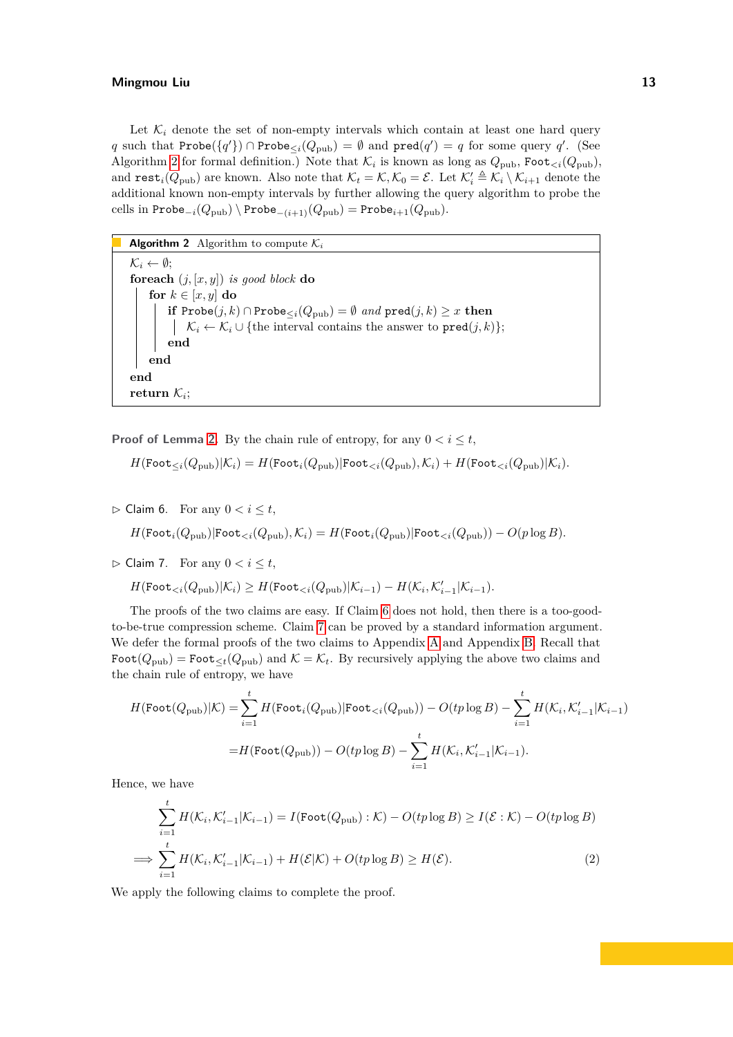Let $\mathcal{K}_i$ denote the set of non-empty intervals which contain at least one hard query $q$ such that $\texttt{Probe}(\{q'\}) \cap \texttt{Probe}_{\leq i}(Q_{\text{pub}}) = \emptyset$ and $\texttt{pred}(q') = q$ for some query $q'$. (See Algorithm 2 for formal definition.) Note that $\mathcal{K}_i$ is known as long as $Q_{\text{pub}}$, $\texttt{Foot}_{<i}(Q_{\text{pub}})$, and $\texttt{rest}_i(Q_{\text{pub}})$ are known. Also note that $\mathcal{K}_t = \mathcal{K}, \mathcal{K}_0 = \mathcal{E}$. Let $\mathcal{K}'_i \triangleq \mathcal{K}_i \setminus \mathcal{K}_{i+1}$ denote the additional known non-empty intervals by further allowing the query algorithm to probe the cells in $\texttt{Probe}_{-i}(Q_{\text{pub}}) \setminus \texttt{Probe}_{-(i+1)}(Q_{\text{pub}}) = \texttt{Probe}_{i+1}(Q_{\text{pub}})$.

**Algorithm 2** Algorithm to compute $\mathcal{K}_i$

```
K_i ← ∅;
foreach (j, [x, y]) is good block do
    for k ∈ [x, y] do
        if Probe(j, k) ∩ Probe_{≤i}(Q_pub) = ∅ and pred(j, k) ≥ x then
            K_i ← K_i ∪ {the interval contains the answer to pred(j, k)};
        end
    end
end
return K_i;
```

**Proof of Lemma 2.** By the chain rule of entropy, for any $0 < i \leq t$,

$$H(\texttt{Foot}_{\leq i}(Q_{\text{pub}})|\mathcal{K}_i) = H(\texttt{Foot}_i(Q_{\text{pub}})|\texttt{Foot}_{<i}(Q_{\text{pub}}), \mathcal{K}_i) + H(\texttt{Foot}_{<i}(Q_{\text{pub}})|\mathcal{K}_i).$$

▷ Claim 6. For any $0 < i \leq t$,

$$H(\texttt{Foot}_i(Q_{\text{pub}})|\texttt{Foot}_{<i}(Q_{\text{pub}}), \mathcal{K}_i) = H(\texttt{Foot}_i(Q_{\text{pub}})|\texttt{Foot}_{<i}(Q_{\text{pub}})) - O(p \log B).$$

▷ Claim 7. For any $0 < i \leq t$,

$$H(\texttt{Foot}_{<i}(Q_{\text{pub}})|\mathcal{K}_i) \geq H(\texttt{Foot}_{<i}(Q_{\text{pub}})|\mathcal{K}_{i-1}) - H(\mathcal{K}_i, \mathcal{K}'_{i-1}|\mathcal{K}_{i-1}).$$

The proofs of the two claims are easy. If Claim 6 does not hold, then there is a too-good-to-be-true compression scheme. Claim 7 can be proved by a standard information argument. We defer the formal proofs of the two claims to Appendix A and Appendix B. Recall that $\texttt{Foot}(Q_{\text{pub}}) = \texttt{Foot}_{\leq t}(Q_{\text{pub}})$ and $\mathcal{K} = \mathcal{K}_t$. By recursively applying the above two claims and the chain rule of entropy, we have

$$\begin{aligned}
H(\texttt{Foot}(Q_{\text{pub}})|\mathcal{K}) &= \sum_{i=1}^{t} H(\texttt{Foot}_i(Q_{\text{pub}})|\texttt{Foot}_{<i}(Q_{\text{pub}})) - O(tp \log B) - \sum_{i=1}^{t} H(\mathcal{K}_i, \mathcal{K}'_{i-1}|\mathcal{K}_{i-1}) \\
&= H(\texttt{Foot}(Q_{\text{pub}})) - O(tp \log B) - \sum_{i=1}^{t} H(\mathcal{K}_i, \mathcal{K}'_{i-1}|\mathcal{K}_{i-1}).
\end{aligned}$$

Hence, we have

$$\begin{aligned}
&\sum_{i=1}^{t} H(\mathcal{K}_i, \mathcal{K}'_{i-1}|\mathcal{K}_{i-1}) = I(\texttt{Foot}(Q_{\text{pub}}) : \mathcal{K}) - O(tp \log B) \geq I(\mathcal{E} : \mathcal{K}) - O(tp \log B) \\
\implies &\sum_{i=1}^{t} H(\mathcal{K}_i, \mathcal{K}'_{i-1}|\mathcal{K}_{i-1}) + H(\mathcal{E}|\mathcal{K}) + O(tp \log B) \geq H(\mathcal{E}). \qquad (2)
\end{aligned}$$

We apply the following claims to complete the proof.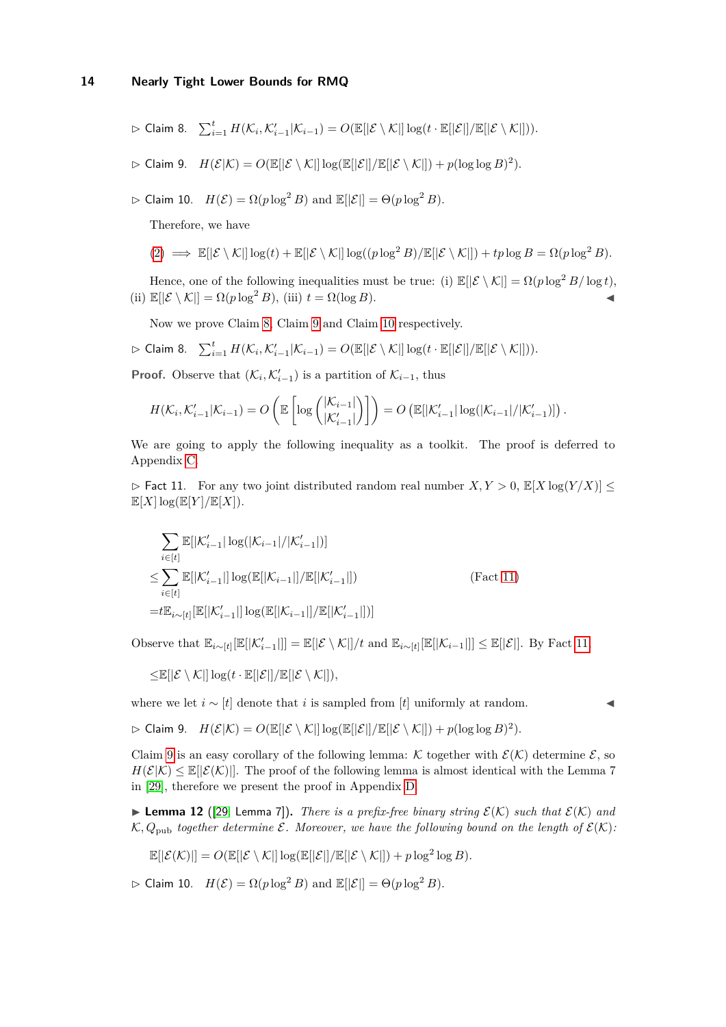▷ Claim 8. $\sum_{i=1}^{t} H(\mathcal{K}_i, \mathcal{K}'_{i-1} | \mathcal{K}_{i-1}) = O(\mathbb{E}[|\mathcal{E} \setminus \mathcal{K}|] \log(t \cdot \mathbb{E}[|\mathcal{E}|]/\mathbb{E}[|\mathcal{E} \setminus \mathcal{K}|]))$.

▷ Claim 9. $H(\mathcal{E}|\mathcal{K}) = O(\mathbb{E}[|\mathcal{E} \setminus \mathcal{K}|] \log(\mathbb{E}[|\mathcal{E}|]/\mathbb{E}[|\mathcal{E} \setminus \mathcal{K}|]) + p(\log \log B)^2)$.

▷ Claim 10. $H(\mathcal{E}) = \Omega(p \log^2 B)$ and $\mathbb{E}[|\mathcal{E}|] = \Theta(p \log^2 B)$.

Therefore, we have

$$(2) \implies \mathbb{E}[|\mathcal{E} \setminus \mathcal{K}|] \log(t) + \mathbb{E}[|\mathcal{E} \setminus \mathcal{K}|] \log((p \log^2 B)/\mathbb{E}[|\mathcal{E} \setminus \mathcal{K}|]) + tp \log B = \Omega(p \log^2 B).$$

Hence, one of the following inequalities must be true: (i) $\mathbb{E}[|\mathcal{E} \setminus \mathcal{K}|] = \Omega(p \log^2 B/\log t)$, (ii) $\mathbb{E}[|\mathcal{E} \setminus \mathcal{K}|] = \Omega(p \log^2 B)$, (iii) $t = \Omega(\log B)$. ◀

Now we prove Claim 8, Claim 9 and Claim 10 respectively.

▷ Claim 8. $\sum_{i=1}^{t} H(\mathcal{K}_i, \mathcal{K}'_{i-1} | \mathcal{K}_{i-1}) = O(\mathbb{E}[|\mathcal{E} \setminus \mathcal{K}|] \log(t \cdot \mathbb{E}[|\mathcal{E}|]/\mathbb{E}[|\mathcal{E} \setminus \mathcal{K}|]))$.

**Proof.** Observe that $(\mathcal{K}_i, \mathcal{K}'_{i-1})$ is a partition of $\mathcal{K}_{i-1}$, thus

$$H(\mathcal{K}_i, \mathcal{K}'_{i-1} | \mathcal{K}_{i-1}) = O\left(\mathbb{E}\left[\log \binom{|\mathcal{K}_{i-1}|}{|\mathcal{K}'_{i-1}|}\right]\right) = O\left(\mathbb{E}[|\mathcal{K}'_{i-1}| \log(|\mathcal{K}_{i-1}|/|\mathcal{K}'_{i-1}|)]\right).$$

We are going to apply the following inequality as a toolkit. The proof is deferred to Appendix C.

▷ Fact 11. For any two joint distributed random real number $X, Y > 0$, $\mathbb{E}[X \log(Y/X)] \leq \mathbb{E}[X] \log(\mathbb{E}[Y]/\mathbb{E}[X])$.

$$\begin{aligned}
&\sum_{i \in [t]} \mathbb{E}[|\mathcal{K}'_{i-1}| \log(|\mathcal{K}_{i-1}|/|\mathcal{K}'_{i-1}|)] \\
\leq &\sum_{i \in [t]} \mathbb{E}[|\mathcal{K}'_{i-1}|] \log(\mathbb{E}[|\mathcal{K}_{i-1}|]/\mathbb{E}[|\mathcal{K}'_{i-1}|]) \qquad \text{(Fact 11)} \\
= &t \mathbb{E}_{i \sim [t]}[\mathbb{E}[|\mathcal{K}'_{i-1}|] \log(\mathbb{E}[|\mathcal{K}_{i-1}|]/\mathbb{E}[|\mathcal{K}'_{i-1}|])]
\end{aligned}$$

Observe that $\mathbb{E}_{i \sim [t]}[\mathbb{E}[|\mathcal{K}'_{i-1}|]] = \mathbb{E}[|\mathcal{E} \setminus \mathcal{K}|]/t$ and $\mathbb{E}_{i \sim [t]}[\mathbb{E}[|\mathcal{K}_{i-1}|]] \leq \mathbb{E}[|\mathcal{E}|]$. By Fact 11

$$\leq \mathbb{E}[|\mathcal{E} \setminus \mathcal{K}|] \log(t \cdot \mathbb{E}[|\mathcal{E}|]/\mathbb{E}[|\mathcal{E} \setminus \mathcal{K}|]),$$

where we let $i \sim [t]$ denote that $i$ is sampled from $[t]$ uniformly at random. ◀

▷ Claim 9. $H(\mathcal{E}|\mathcal{K}) = O(\mathbb{E}[|\mathcal{E} \setminus \mathcal{K}|] \log(\mathbb{E}[|\mathcal{E}|]/\mathbb{E}[|\mathcal{E} \setminus \mathcal{K}|]) + p(\log \log B)^2)$.

Claim 9 is an easy corollary of the following lemma: $\mathcal{K}$ together with $\mathcal{E}(\mathcal{K})$ determine $\mathcal{E}$, so $H(\mathcal{E}|\mathcal{K}) \leq \mathbb{E}[|\mathcal{E}(\mathcal{K})|]$. The proof of the following lemma is almost identical with the Lemma 7 in [29], therefore we present the proof in Appendix D.

▶ **Lemma 12** ([29] Lemma 7]). *There is a prefix-free binary string $\mathcal{E}(\mathcal{K})$ such that $\mathcal{E}(\mathcal{K})$ and $\mathcal{K}, Q_{\text{pub}}$ together determine $\mathcal{E}$. Moreover, we have the following bound on the length of $\mathcal{E}(\mathcal{K})$:*

$$\mathbb{E}[|\mathcal{E}(\mathcal{K})|] = O(\mathbb{E}[|\mathcal{E} \setminus \mathcal{K}|] \log(\mathbb{E}[|\mathcal{E}|]/\mathbb{E}[|\mathcal{E} \setminus \mathcal{K}|]) + p \log^2 \log B).$$

▷ Claim 10. $H(\mathcal{E}) = \Omega(p \log^2 B)$ and $\mathbb{E}[|\mathcal{E}|] = \Theta(p \log^2 B)$.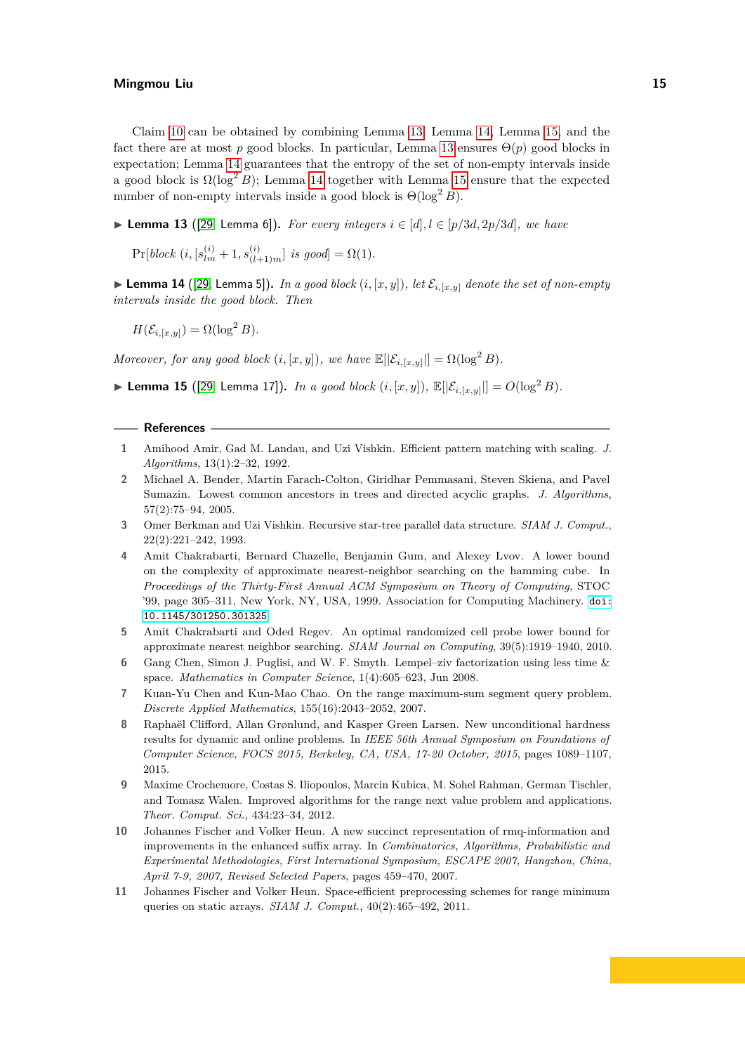Claim 10 can be obtained by combining Lemma 13, Lemma 14, Lemma 15, and the fact there are at most $p$ good blocks. In particular, Lemma 13 ensures $\Theta(p)$ good blocks in expectation; Lemma 14 guarantees that the entropy of the set of non-empty intervals inside a good block is $\Omega(\log^2 B)$; Lemma 14 together with Lemma 15 ensure that the expected number of non-empty intervals inside a good block is $\Theta(\log^2 B)$.

▶ **Lemma 13** ([29, Lemma 6]). *For every integers $i \in [d], l \in [p/3d, 2p/3d]$, we have*

$$\Pr[\textit{block } (i, [s^{(i)}_{lm} + 1, s^{(i)}_{(l+1)m}] \textit{ is good}] = \Omega(1).$$

▶ **Lemma 14** ([29, Lemma 5]). *In a good block $(i, [x, y])$, let $\mathcal{E}_{i,[x,y]}$ denote the set of non-empty intervals inside the good block. Then*

$$H(\mathcal{E}_{i,[x,y]}) = \Omega(\log^2 B).$$

*Moreover, for any good block $(i, [x, y])$, we have $\mathbb{E}[|\mathcal{E}_{i,[x,y]}|] = \Omega(\log^2 B)$.*

▶ **Lemma 15** ([29, Lemma 17]). *In a good block $(i, [x, y])$, $\mathbb{E}[|\mathcal{E}_{i,[x,y]}|] = O(\log^2 B)$.*

## References

1. Amihood Amir, Gad M. Landau, and Uzi Vishkin. Efficient pattern matching with scaling. *J. Algorithms*, 13(1):2–32, 1992.
2. Michael A. Bender, Martin Farach-Colton, Giridhar Pemmasani, Steven Skiena, and Pavel Sumazin. Lowest common ancestors in trees and directed acyclic graphs. *J. Algorithms*, 57(2):75–94, 2005.
3. Omer Berkman and Uzi Vishkin. Recursive star-tree parallel data structure. *SIAM J. Comput.*, 22(2):221–242, 1993.
4. Amit Chakrabarti, Bernard Chazelle, Benjamin Gum, and Alexey Lvov. A lower bound on the complexity of approximate nearest-neighbor searching on the hamming cube. In *Proceedings of the Thirty-First Annual ACM Symposium on Theory of Computing*, STOC '99, page 305–311, New York, NY, USA, 1999. Association for Computing Machinery. doi:10.1145/301250.301325.
5. Amit Chakrabarti and Oded Regev. An optimal randomized cell probe lower bound for approximate nearest neighbor searching. *SIAM Journal on Computing*, 39(5):1919–1940, 2010.
6. Gang Chen, Simon J. Puglisi, and W. F. Smyth. Lempel–ziv factorization using less time & space. *Mathematics in Computer Science*, 1(4):605–623, Jun 2008.
7. Kuan-Yu Chen and Kun-Mao Chao. On the range maximum-sum segment query problem. *Discrete Applied Mathematics*, 155(16):2043–2052, 2007.
8. Raphaël Clifford, Allan Grønlund, and Kasper Green Larsen. New unconditional hardness results for dynamic and online problems. In *IEEE 56th Annual Symposium on Foundations of Computer Science, FOCS 2015, Berkeley, CA, USA, 17-20 October, 2015*, pages 1089–1107, 2015.
9. Maxime Crochemore, Costas S. Iliopoulos, Marcin Kubica, M. Sohel Rahman, German Tischler, and Tomasz Walen. Improved algorithms for the range next value problem and applications. *Theor. Comput. Sci.*, 434:23–34, 2012.
10. Johannes Fischer and Volker Heun. A new succinct representation of rmq-information and improvements in the enhanced suffix array. In *Combinatorics, Algorithms, Probabilistic and Experimental Methodologies, First International Symposium, ESCAPE 2007, Hangzhou, China, April 7-9, 2007, Revised Selected Papers*, pages 459–470, 2007.
11. Johannes Fischer and Volker Heun. Space-efficient preprocessing schemes for range minimum queries on static arrays. *SIAM J. Comput.*, 40(2):465–492, 2011.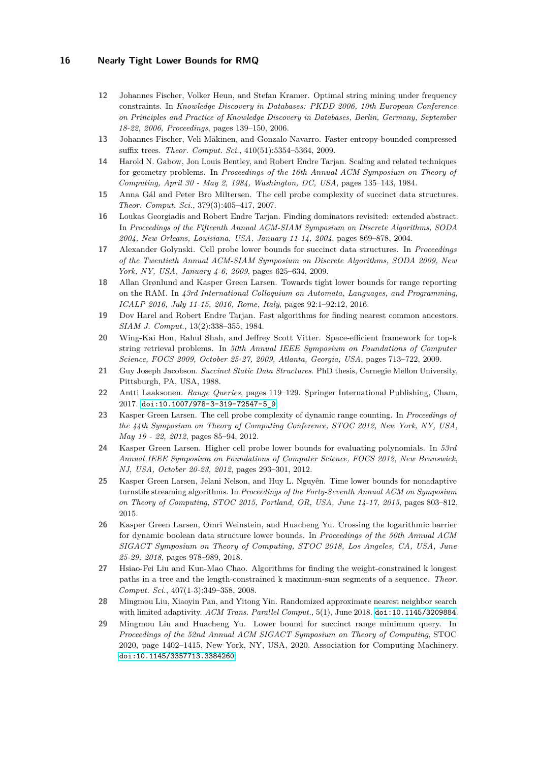12 Johannes Fischer, Volker Heun, and Stefan Kramer. Optimal string mining under frequency constraints. In *Knowledge Discovery in Databases: PKDD 2006, 10th European Conference on Principles and Practice of Knowledge Discovery in Databases, Berlin, Germany, September 18-22, 2006, Proceedings*, pages 139–150, 2006.

13 Johannes Fischer, Veli Mäkinen, and Gonzalo Navarro. Faster entropy-bounded compressed suffix trees. *Theor. Comput. Sci.*, 410(51):5354–5364, 2009.

14 Harold N. Gabow, Jon Louis Bentley, and Robert Endre Tarjan. Scaling and related techniques for geometry problems. In *Proceedings of the 16th Annual ACM Symposium on Theory of Computing, April 30 - May 2, 1984, Washington, DC, USA*, pages 135–143, 1984.

15 Anna Gál and Peter Bro Miltersen. The cell probe complexity of succinct data structures. *Theor. Comput. Sci.*, 379(3):405–417, 2007.

16 Loukas Georgiadis and Robert Endre Tarjan. Finding dominators revisited: extended abstract. In *Proceedings of the Fifteenth Annual ACM-SIAM Symposium on Discrete Algorithms, SODA 2004, New Orleans, Louisiana, USA, January 11-14, 2004*, pages 869–878, 2004.

17 Alexander Golynski. Cell probe lower bounds for succinct data structures. In *Proceedings of the Twentieth Annual ACM-SIAM Symposium on Discrete Algorithms, SODA 2009, New York, NY, USA, January 4-6, 2009*, pages 625–634, 2009.

18 Allan Grønlund and Kasper Green Larsen. Towards tight lower bounds for range reporting on the RAM. In *43rd International Colloquium on Automata, Languages, and Programming, ICALP 2016, July 11-15, 2016, Rome, Italy*, pages 92:1–92:12, 2016.

19 Dov Harel and Robert Endre Tarjan. Fast algorithms for finding nearest common ancestors. *SIAM J. Comput.*, 13(2):338–355, 1984.

20 Wing-Kai Hon, Rahul Shah, and Jeffrey Scott Vitter. Space-efficient framework for top-k string retrieval problems. In *50th Annual IEEE Symposium on Foundations of Computer Science, FOCS 2009, October 25-27, 2009, Atlanta, Georgia, USA*, pages 713–722, 2009.

21 Guy Joseph Jacobson. *Succinct Static Data Structures*. PhD thesis, Carnegie Mellon University, Pittsburgh, PA, USA, 1988.

22 Antti Laaksonen. *Range Queries*, pages 119–129. Springer International Publishing, Cham, 2017. doi:10.1007/978-3-319-72547-5_9.

23 Kasper Green Larsen. The cell probe complexity of dynamic range counting. In *Proceedings of the 44th Symposium on Theory of Computing Conference, STOC 2012, New York, NY, USA, May 19 - 22, 2012*, pages 85–94, 2012.

24 Kasper Green Larsen. Higher cell probe lower bounds for evaluating polynomials. In *53rd Annual IEEE Symposium on Foundations of Computer Science, FOCS 2012, New Brunswick, NJ, USA, October 20-23, 2012*, pages 293–301, 2012.

25 Kasper Green Larsen, Jelani Nelson, and Huy L. Nguyên. Time lower bounds for nonadaptive turnstile streaming algorithms. In *Proceedings of the Forty-Seventh Annual ACM on Symposium on Theory of Computing, STOC 2015, Portland, OR, USA, June 14-17, 2015*, pages 803–812, 2015.

26 Kasper Green Larsen, Omri Weinstein, and Huacheng Yu. Crossing the logarithmic barrier for dynamic boolean data structure lower bounds. In *Proceedings of the 50th Annual ACM SIGACT Symposium on Theory of Computing, STOC 2018, Los Angeles, CA, USA, June 25-29, 2018*, pages 978–989, 2018.

27 Hsiao-Fei Liu and Kun-Mao Chao. Algorithms for finding the weight-constrained k longest paths in a tree and the length-constrained k maximum-sum segments of a sequence. *Theor. Comput. Sci.*, 407(1-3):349–358, 2008.

28 Mingmou Liu, Xiaoyin Pan, and Yitong Yin. Randomized approximate nearest neighbor search with limited adaptivity. *ACM Trans. Parallel Comput.*, 5(1), June 2018. doi:10.1145/3209884.

29 Mingmou Liu and Huacheng Yu. Lower bound for succinct range minimum query. In *Proceedings of the 52nd Annual ACM SIGACT Symposium on Theory of Computing*, STOC 2020, page 1402–1415, New York, NY, USA, 2020. Association for Computing Machinery. doi:10.1145/3357713.3384260.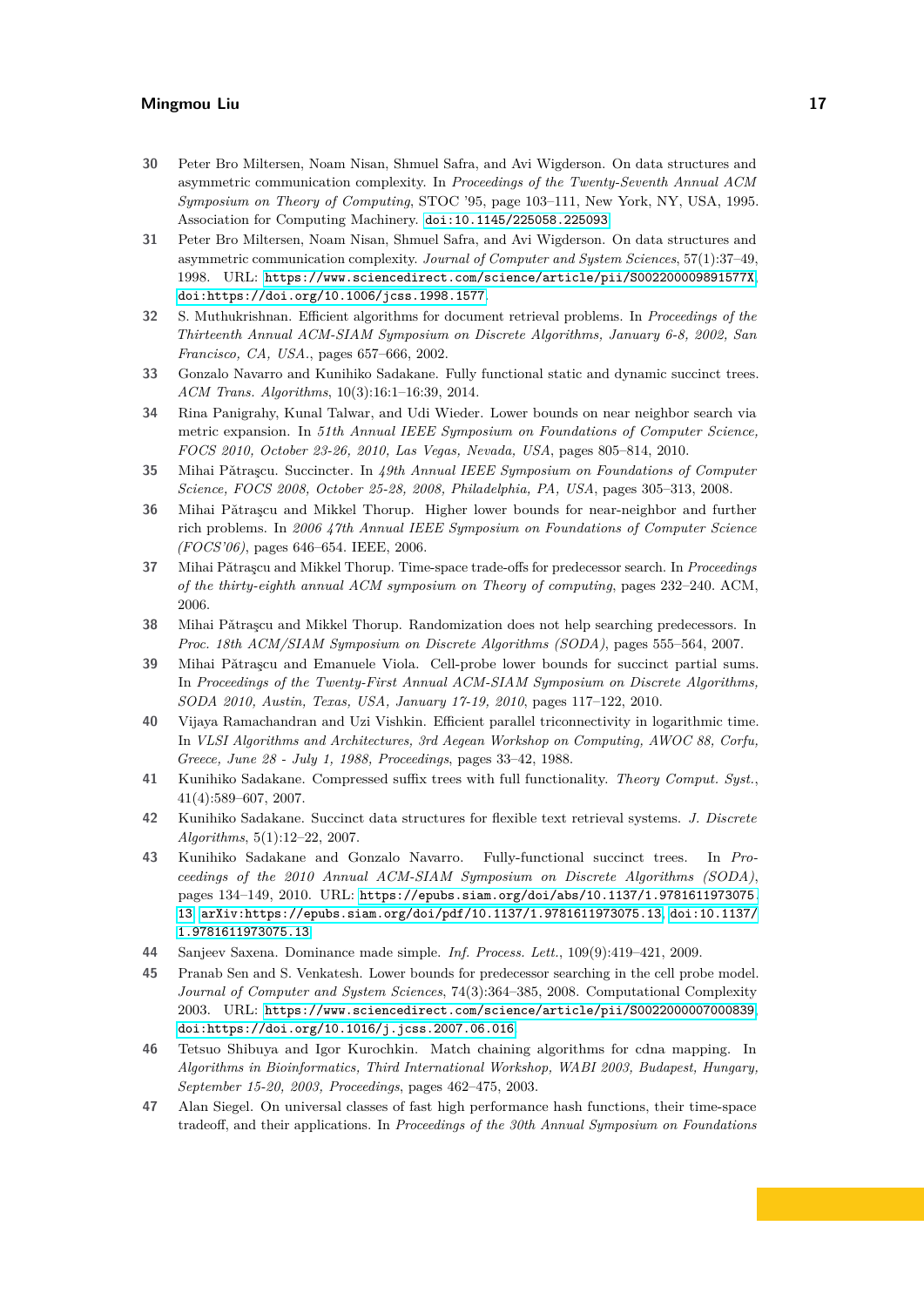30. Peter Bro Miltersen, Noam Nisan, Shmuel Safra, and Avi Wigderson. On data structures and asymmetric communication complexity. In *Proceedings of the Twenty-Seventh Annual ACM Symposium on Theory of Computing*, STOC '95, page 103–111, New York, NY, USA, 1995. Association for Computing Machinery. doi:10.1145/225058.225093.
31. Peter Bro Miltersen, Noam Nisan, Shmuel Safra, and Avi Wigderson. On data structures and asymmetric communication complexity. *Journal of Computer and System Sciences*, 57(1):37–49, 1998. URL: https://www.sciencedirect.com/science/article/pii/S002200009891577X, doi:https://doi.org/10.1006/jcss.1998.1577.
32. S. Muthukrishnan. Efficient algorithms for document retrieval problems. In *Proceedings of the Thirteenth Annual ACM-SIAM Symposium on Discrete Algorithms, January 6-8, 2002, San Francisco, CA, USA.*, pages 657–666, 2002.
33. Gonzalo Navarro and Kunihiko Sadakane. Fully functional static and dynamic succinct trees. *ACM Trans. Algorithms*, 10(3):16:1–16:39, 2014.
34. Rina Panigrahy, Kunal Talwar, and Udi Wieder. Lower bounds on near neighbor search via metric expansion. In *51th Annual IEEE Symposium on Foundations of Computer Science, FOCS 2010, October 23-26, 2010, Las Vegas, Nevada, USA*, pages 805–814, 2010.
35. Mihai Pătraşcu. Succincter. In *49th Annual IEEE Symposium on Foundations of Computer Science, FOCS 2008, October 25-28, 2008, Philadelphia, PA, USA*, pages 305–313, 2008.
36. Mihai Pătraşcu and Mikkel Thorup. Higher lower bounds for near-neighbor and further rich problems. In *2006 47th Annual IEEE Symposium on Foundations of Computer Science (FOCS'06)*, pages 646–654. IEEE, 2006.
37. Mihai Pătraşcu and Mikkel Thorup. Time-space trade-offs for predecessor search. In *Proceedings of the thirty-eighth annual ACM symposium on Theory of computing*, pages 232–240. ACM, 2006.
38. Mihai Pătraşcu and Mikkel Thorup. Randomization does not help searching predecessors. In *Proc. 18th ACM/SIAM Symposium on Discrete Algorithms (SODA)*, pages 555–564, 2007.
39. Mihai Pătraşcu and Emanuele Viola. Cell-probe lower bounds for succinct partial sums. In *Proceedings of the Twenty-First Annual ACM-SIAM Symposium on Discrete Algorithms, SODA 2010, Austin, Texas, USA, January 17-19, 2010*, pages 117–122, 2010.
40. Vijaya Ramachandran and Uzi Vishkin. Efficient parallel triconnectivity in logarithmic time. In *VLSI Algorithms and Architectures, 3rd Aegean Workshop on Computing, AWOC 88, Corfu, Greece, June 28 - July 1, 1988, Proceedings*, pages 33–42, 1988.
41. Kunihiko Sadakane. Compressed suffix trees with full functionality. *Theory Comput. Syst.*, 41(4):589–607, 2007.
42. Kunihiko Sadakane. Succinct data structures for flexible text retrieval systems. *J. Discrete Algorithms*, 5(1):12–22, 2007.
43. Kunihiko Sadakane and Gonzalo Navarro. Fully-functional succinct trees. In *Proceedings of the 2010 Annual ACM-SIAM Symposium on Discrete Algorithms (SODA)*, pages 134–149, 2010. URL: https://epubs.siam.org/doi/abs/10.1137/1.9781611973075.13, arXiv:https://epubs.siam.org/doi/pdf/10.1137/1.9781611973075.13, doi:10.1137/1.9781611973075.13.
44. Sanjeev Saxena. Dominance made simple. *Inf. Process. Lett.*, 109(9):419–421, 2009.
45. Pranab Sen and S. Venkatesh. Lower bounds for predecessor searching in the cell probe model. *Journal of Computer and System Sciences*, 74(3):364–385, 2008. Computational Complexity 2003. URL: https://www.sciencedirect.com/science/article/pii/S0022000007000839, doi:https://doi.org/10.1016/j.jcss.2007.06.016.
46. Tetsuo Shibuya and Igor Kurochkin. Match chaining algorithms for cdna mapping. In *Algorithms in Bioinformatics, Third International Workshop, WABI 2003, Budapest, Hungary, September 15-20, 2003, Proceedings*, pages 462–475, 2003.
47. Alan Siegel. On universal classes of fast high performance hash functions, their time-space tradeoff, and their applications. In *Proceedings of the 30th Annual Symposium on Foundations*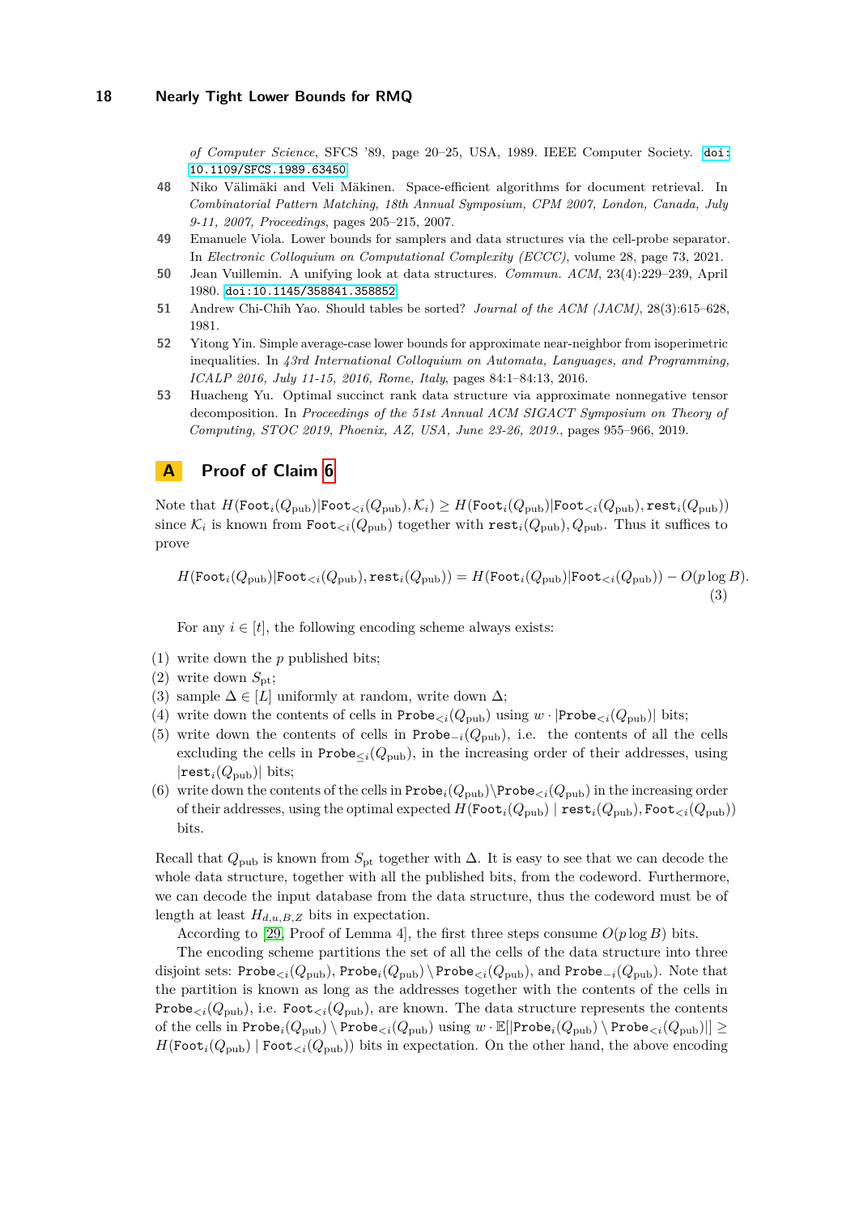*of Computer Science*, SFCS '89, page 20–25, USA, 1989. IEEE Computer Society. doi:10.1109/SFCS.1989.63450.

48. Niko Välimäki and Veli Mäkinen. Space-efficient algorithms for document retrieval. In *Combinatorial Pattern Matching, 18th Annual Symposium, CPM 2007, London, Canada, July 9-11, 2007, Proceedings*, pages 205–215, 2007.
49. Emanuele Viola. Lower bounds for samplers and data structures via the cell-probe separator. In *Electronic Colloquium on Computational Complexity (ECCC)*, volume 28, page 73, 2021.
50. Jean Vuillemin. A unifying look at data structures. *Commun. ACM*, 23(4):229–239, April 1980. doi:10.1145/358841.358852.
51. Andrew Chi-Chih Yao. Should tables be sorted? *Journal of the ACM (JACM)*, 28(3):615–628, 1981.
52. Yitong Yin. Simple average-case lower bounds for approximate near-neighbor from isoperimetric inequalities. In *43rd International Colloquium on Automata, Languages, and Programming, ICALP 2016, July 11-15, 2016, Rome, Italy*, pages 84:1–84:13, 2016.
53. Huacheng Yu. Optimal succinct rank data structure via approximate nonnegative tensor decomposition. In *Proceedings of the 51st Annual ACM SIGACT Symposium on Theory of Computing, STOC 2019, Phoenix, AZ, USA, June 23-26, 2019.*, pages 955–966, 2019.

# A Proof of Claim 6

Note that $H(\texttt{Foot}_i(Q_{\text{pub}})|\texttt{Foot}_{<i}(Q_{\text{pub}}),\mathcal{K}_i) \geq H(\texttt{Foot}_i(Q_{\text{pub}})|\texttt{Foot}_{<i}(Q_{\text{pub}}),\texttt{rest}_i(Q_{\text{pub}}))$ since $\mathcal{K}_i$ is known from $\texttt{Foot}_{<i}(Q_{\text{pub}})$ together with $\texttt{rest}_i(Q_{\text{pub}}), Q_{\text{pub}}$. Thus it suffices to prove

$$H(\texttt{Foot}_i(Q_{\text{pub}})|\texttt{Foot}_{<i}(Q_{\text{pub}}),\texttt{rest}_i(Q_{\text{pub}})) = H(\texttt{Foot}_i(Q_{\text{pub}})|\texttt{Foot}_{<i}(Q_{\text{pub}})) - O(p\log B). \tag{3}$$

For any $i \in [t]$, the following encoding scheme always exists:

(1) write down the $p$ published bits;
(2) write down $S_{\text{pt}}$;
(3) sample $\Delta \in [L]$ uniformly at random, write down $\Delta$;
(4) write down the contents of cells in $\texttt{Probe}_{<i}(Q_{\text{pub}})$ using $w \cdot |\texttt{Probe}_{<i}(Q_{\text{pub}})|$ bits;
(5) write down the contents of cells in $\texttt{Probe}_{-i}(Q_{\text{pub}})$, i.e. the contents of all the cells excluding the cells in $\texttt{Probe}_{\leq i}(Q_{\text{pub}})$, in the increasing order of their addresses, using $|\texttt{rest}_i(Q_{\text{pub}})|$ bits;
(6) write down the contents of the cells in $\texttt{Probe}_i(Q_{\text{pub}}) \setminus \texttt{Probe}_{<i}(Q_{\text{pub}})$ in the increasing order of their addresses, using the optimal expected $H(\texttt{Foot}_i(Q_{\text{pub}}) \mid \texttt{rest}_i(Q_{\text{pub}}), \texttt{Foot}_{<i}(Q_{\text{pub}}))$ bits.

Recall that $Q_{\text{pub}}$ is known from $S_{\text{pt}}$ together with $\Delta$. It is easy to see that we can decode the whole data structure, together with all the published bits, from the codeword. Furthermore, we can decode the input database from the data structure, thus the codeword must be of length at least $H_{d,u,B,Z}$ bits in expectation.

According to [29, Proof of Lemma 4], the first three steps consume $O(p\log B)$ bits.

The encoding scheme partitions the set of all the cells of the data structure into three disjoint sets: $\texttt{Probe}_{<i}(Q_{\text{pub}})$, $\texttt{Probe}_i(Q_{\text{pub}}) \setminus \texttt{Probe}_{<i}(Q_{\text{pub}})$, and $\texttt{Probe}_{-i}(Q_{\text{pub}})$. Note that the partition is known as long as the addresses together with the contents of the cells in $\texttt{Probe}_{<i}(Q_{\text{pub}})$, i.e. $\texttt{Foot}_{<i}(Q_{\text{pub}})$, are known. The data structure represents the contents of the cells in $\texttt{Probe}_i(Q_{\text{pub}}) \setminus \texttt{Probe}_{<i}(Q_{\text{pub}})$ using $w \cdot \mathbb{E}[|\texttt{Probe}_i(Q_{\text{pub}}) \setminus \texttt{Probe}_{<i}(Q_{\text{pub}})|] \geq H(\texttt{Foot}_i(Q_{\text{pub}}) \mid \texttt{Foot}_{<i}(Q_{\text{pub}}))$ bits in expectation. On the other hand, the above encoding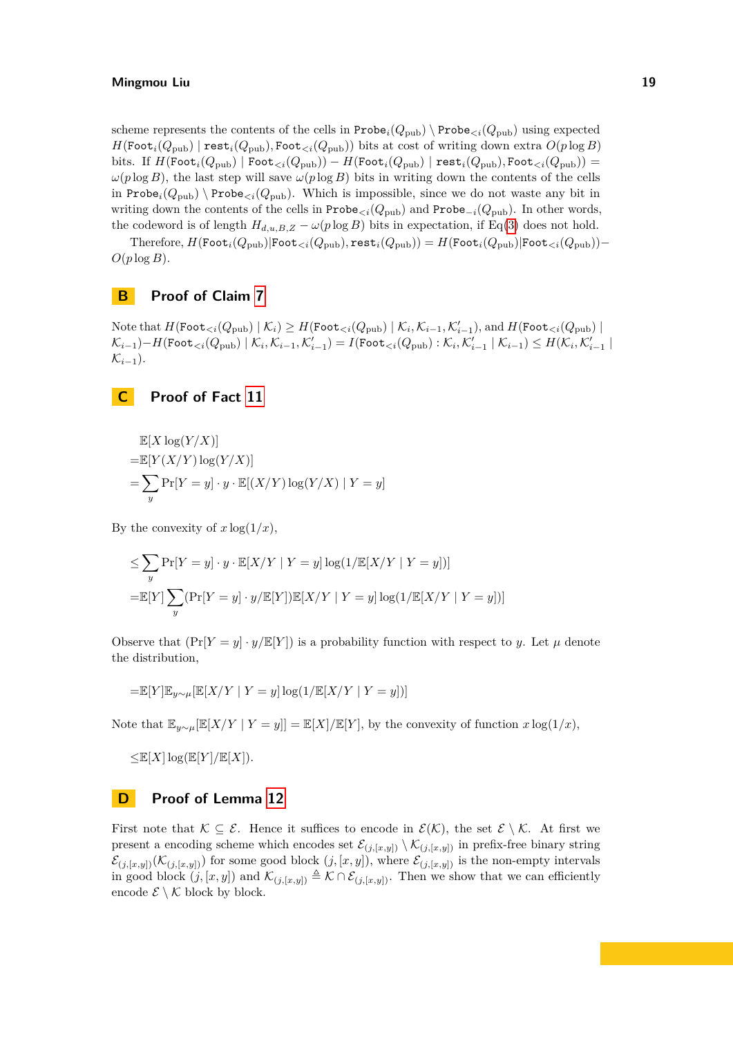scheme represents the contents of the cells in $\texttt{Probe}_i(Q_{\text{pub}}) \setminus \texttt{Probe}_{<i}(Q_{\text{pub}})$ using expected $H(\texttt{Foot}_i(Q_{\text{pub}}) \mid \texttt{rest}_i(Q_{\text{pub}}), \texttt{Foot}_{<i}(Q_{\text{pub}}))$ bits at cost of writing down extra $O(p \log B)$ bits. If $H(\texttt{Foot}_i(Q_{\text{pub}}) \mid \texttt{Foot}_{<i}(Q_{\text{pub}})) - H(\texttt{Foot}_i(Q_{\text{pub}}) \mid \texttt{rest}_i(Q_{\text{pub}}), \texttt{Foot}_{<i}(Q_{\text{pub}})) = \omega(p \log B)$, the last step will save $\omega(p \log B)$ bits in writing down the contents of the cells in $\texttt{Probe}_i(Q_{\text{pub}}) \setminus \texttt{Probe}_{<i}(Q_{\text{pub}})$. Which is impossible, since we do not waste any bit in writing down the contents of the cells in $\texttt{Probe}_{<i}(Q_{\text{pub}})$ and $\texttt{Probe}_{-i}(Q_{\text{pub}})$. In other words, the codeword is of length $H_{d,u,B,Z} - \omega(p \log B)$ bits in expectation, if Eq(3) does not hold.

Therefore, $H(\texttt{Foot}_i(Q_{\text{pub}}) | \texttt{Foot}_{<i}(Q_{\text{pub}}), \texttt{rest}_i(Q_{\text{pub}})) = H(\texttt{Foot}_i(Q_{\text{pub}}) | \texttt{Foot}_{<i}(Q_{\text{pub}})) - O(p \log B)$.

## B Proof of Claim 7

Note that $H(\texttt{Foot}_{<i}(Q_{\text{pub}}) \mid \mathcal{K}_i) \geq H(\texttt{Foot}_{<i}(Q_{\text{pub}}) \mid \mathcal{K}_i, \mathcal{K}_{i-1}, \mathcal{K}'_{i-1})$, and $H(\texttt{Foot}_{<i}(Q_{\text{pub}}) \mid \mathcal{K}_{i-1}) - H(\texttt{Foot}_{<i}(Q_{\text{pub}}) \mid \mathcal{K}_i, \mathcal{K}_{i-1}, \mathcal{K}'_{i-1}) = I(\texttt{Foot}_{<i}(Q_{\text{pub}}) : \mathcal{K}_i, \mathcal{K}'_{i-1} \mid \mathcal{K}_{i-1}) \leq H(\mathcal{K}_i, \mathcal{K}'_{i-1} \mid \mathcal{K}_{i-1})$.

## C Proof of Fact 11

$$
\begin{aligned}
&\mathbb{E}[X \log(Y/X)] \\
=&\mathbb{E}[Y(X/Y)\log(Y/X)] \\
=&\sum_y \Pr[Y = y] \cdot y \cdot \mathbb{E}[(X/Y)\log(Y/X) \mid Y = y]
\end{aligned}
$$

By the convexity of $x \log(1/x)$,

$$
\begin{aligned}
\leq& \sum_y \Pr[Y = y] \cdot y \cdot \mathbb{E}[X/Y \mid Y = y] \log(1/\mathbb{E}[X/Y \mid Y = y])] \\
=&\mathbb{E}[Y] \sum_y (\Pr[Y = y] \cdot y/\mathbb{E}[Y])\mathbb{E}[X/Y \mid Y = y] \log(1/\mathbb{E}[X/Y \mid Y = y])]
\end{aligned}
$$

Observe that $(\Pr[Y = y] \cdot y/\mathbb{E}[Y])$ is a probability function with respect to $y$. Let $\mu$ denote the distribution,

$$
=\mathbb{E}[Y]\mathbb{E}_{y\sim\mu}[\mathbb{E}[X/Y \mid Y = y] \log(1/\mathbb{E}[X/Y \mid Y = y])]
$$

Note that $\mathbb{E}_{y\sim\mu}[\mathbb{E}[X/Y \mid Y = y]] = \mathbb{E}[X]/\mathbb{E}[Y]$, by the convexity of function $x \log(1/x)$,

$$
\leq \mathbb{E}[X] \log(\mathbb{E}[Y]/\mathbb{E}[X]).
$$

## D Proof of Lemma 12

First note that $\mathcal{K} \subseteq \mathcal{E}$. Hence it suffices to encode in $\mathcal{E}(\mathcal{K})$, the set $\mathcal{E} \setminus \mathcal{K}$. At first we present a encoding scheme which encodes set $\mathcal{E}_{(j,[x,y])} \setminus \mathcal{K}_{(j,[x,y])}$ in prefix-free binary string $\mathcal{E}_{(j,[x,y])}(\mathcal{K}_{(j,[x,y])})$ for some good block $(j, [x, y])$, where $\mathcal{E}_{(j,[x,y])}$ is the non-empty intervals in good block $(j, [x, y])$ and $\mathcal{K}_{(j,[x,y])} \triangleq \mathcal{K} \cap \mathcal{E}_{(j,[x,y])}$. Then we show that we can efficiently encode $\mathcal{E} \setminus \mathcal{K}$ block by block.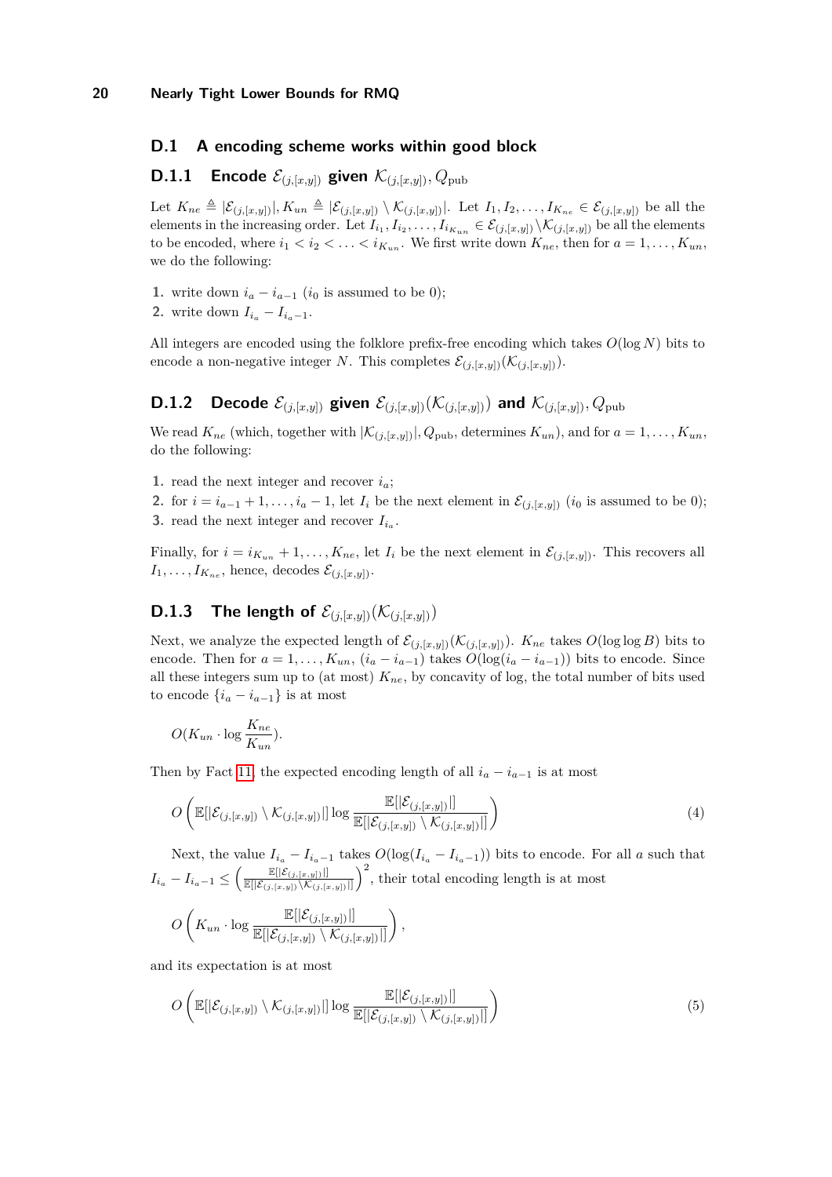## D.1 A encoding scheme works within good block

### D.1.1 Encode $\mathcal{E}_{(j,[x,y])}$ given $\mathcal{K}_{(j,[x,y])}, Q_{\text{pub}}$

Let $K_{ne} \triangleq |\mathcal{E}_{(j,[x,y])}|, K_{un} \triangleq |\mathcal{E}_{(j,[x,y])} \setminus \mathcal{K}_{(j,[x,y])}|$. Let $I_1, I_2, \ldots, I_{K_{ne}} \in \mathcal{E}_{(j,[x,y])}$ be all the elements in the increasing order. Let $I_{i_1}, I_{i_2}, \ldots, I_{i_{K_{un}}} \in \mathcal{E}_{(j,[x,y])} \setminus \mathcal{K}_{(j,[x,y])}$ be all the elements to be encoded, where $i_1 < i_2 < \ldots < i_{K_{un}}$. We first write down $K_{ne}$, then for $a = 1, \ldots, K_{un}$, we do the following:

1. write down $i_a - i_{a-1}$ ($i_0$ is assumed to be 0);
2. write down $I_{i_a} - I_{i_a - 1}$.

All integers are encoded using the folklore prefix-free encoding which takes $O(\log N)$ bits to encode a non-negative integer $N$. This completes $\mathcal{E}_{(j,[x,y])}(\mathcal{K}_{(j,[x,y])})$.

### D.1.2 Decode $\mathcal{E}_{(j,[x,y])}$ given $\mathcal{E}_{(j,[x,y])}(\mathcal{K}_{(j,[x,y])})$ and $\mathcal{K}_{(j,[x,y])}, Q_{\text{pub}}$

We read $K_{ne}$ (which, together with $|\mathcal{K}_{(j,[x,y])}|, Q_{\text{pub}}$, determines $K_{un}$), and for $a = 1, \ldots, K_{un}$, do the following:

1. read the next integer and recover $i_a$;
2. for $i = i_{a-1} + 1, \ldots, i_a - 1$, let $I_i$ be the next element in $\mathcal{E}_{(j,[x,y])}$ ($i_0$ is assumed to be 0);
3. read the next integer and recover $I_{i_a}$.

Finally, for $i = i_{K_{un}} + 1, \ldots, K_{ne}$, let $I_i$ be the next element in $\mathcal{E}_{(j,[x,y])}$. This recovers all $I_1, \ldots, I_{K_{ne}}$, hence, decodes $\mathcal{E}_{(j,[x,y])}$.

### D.1.3 The length of $\mathcal{E}_{(j,[x,y])}(\mathcal{K}_{(j,[x,y])})$

Next, we analyze the expected length of $\mathcal{E}_{(j,[x,y])}(\mathcal{K}_{(j,[x,y])})$. $K_{ne}$ takes $O(\log \log B)$ bits to encode. Then for $a = 1, \ldots, K_{un}$, $(i_a - i_{a-1})$ takes $O(\log(i_a - i_{a-1}))$ bits to encode. Since all these integers sum up to (at most) $K_{ne}$, by concavity of log, the total number of bits used to encode $\{i_a - i_{a-1}\}$ is at most

$$O(K_{un} \cdot \log \frac{K_{ne}}{K_{un}}).$$

Then by Fact 11, the expected encoding length of all $i_a - i_{a-1}$ is at most

$$O\left(\mathbb{E}[|\mathcal{E}_{(j,[x,y])} \setminus \mathcal{K}_{(j,[x,y])}|] \log \frac{\mathbb{E}[|\mathcal{E}_{(j,[x,y])}|]}{\mathbb{E}[|\mathcal{E}_{(j,[x,y])} \setminus \mathcal{K}_{(j,[x,y])}|]}\right) \tag{4}$$

Next, the value $I_{i_a} - I_{i_a - 1}$ takes $O(\log(I_{i_a} - I_{i_a - 1}))$ bits to encode. For all $a$ such that $I_{i_a} - I_{i_a - 1} \leq \left(\frac{\mathbb{E}[|\mathcal{E}_{(j,[x,y])}|]}{\mathbb{E}[|\mathcal{E}_{(j,[x,y])} \setminus \mathcal{K}_{(j,[x,y])}|]}\right)^2$, their total encoding length is at most

$$O\left(K_{un} \cdot \log \frac{\mathbb{E}[|\mathcal{E}_{(j,[x,y])}|]}{\mathbb{E}[|\mathcal{E}_{(j,[x,y])} \setminus \mathcal{K}_{(j,[x,y])}|]}\right),$$

and its expectation is at most

$$O\left(\mathbb{E}[|\mathcal{E}_{(j,[x,y])} \setminus \mathcal{K}_{(j,[x,y])}|] \log \frac{\mathbb{E}[|\mathcal{E}_{(j,[x,y])}|]}{\mathbb{E}[|\mathcal{E}_{(j,[x,y])} \setminus \mathcal{K}_{(j,[x,y])}|]}\right) \tag{5}$$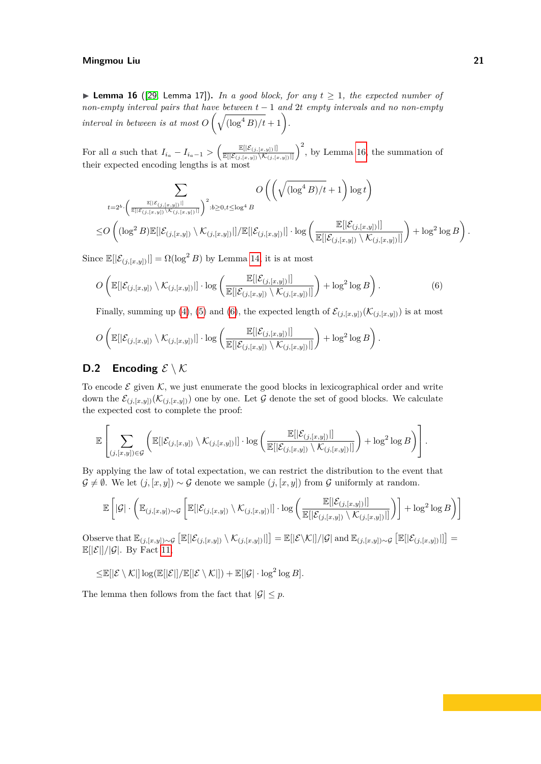▶ **Lemma 16** ([29, Lemma 17]). *In a good block, for any $t \geq 1$, the expected number of non-empty interval pairs that have between $t-1$ and $2t$ empty intervals and no non-empty interval in between is at most $O\left(\sqrt{(\log^4 B)/t} + 1\right)$.*

For all $a$ such that $I_{i_a} - I_{i_a - 1} > \left(\frac{\mathbb{E}[|\mathcal{E}_{(j,[x,y])}|]}{\mathbb{E}[|\mathcal{E}_{(j,[x,y])} \setminus \mathcal{K}_{(j,[x,y])}|]}\right)^2$, by Lemma 16, the summation of their expected encoding lengths is at most

$$
\sum_{t=2^b \cdot \left(\frac{\mathbb{E}[|\mathcal{E}_{(j,[x,y])}|]}{\mathbb{E}[|\mathcal{E}_{(j,[x,y])} \setminus \mathcal{K}_{(j,[x,y])}|]}\right)^2 : b \geq 0, t \leq \log^4 B} O\left(\left(\sqrt{(\log^4 B)/t} + 1\right) \log t\right)
$$

$$
\leq O\left((\log^2 B)\mathbb{E}[|\mathcal{E}_{(j,[x,y])} \setminus \mathcal{K}_{(j,[x,y])}|]/\mathbb{E}[|\mathcal{E}_{(j,[x,y])}|] \cdot \log\left(\frac{\mathbb{E}[|\mathcal{E}_{(j,[x,y])}|]}{\mathbb{E}[|\mathcal{E}_{(j,[x,y])} \setminus \mathcal{K}_{(j,[x,y])}|]}\right) + \log^2 \log B\right).
$$

Since $\mathbb{E}[|\mathcal{E}_{(j,[x,y])}|] = \Omega(\log^2 B)$ by Lemma 14, it is at most

$$
O\left(\mathbb{E}[|\mathcal{E}_{(j,[x,y])} \setminus \mathcal{K}_{(j,[x,y])}|] \cdot \log\left(\frac{\mathbb{E}[|\mathcal{E}_{(j,[x,y])}|]}{\mathbb{E}[|\mathcal{E}_{(j,[x,y])} \setminus \mathcal{K}_{(j,[x,y])}|]}\right) + \log^2 \log B\right). \tag{6}
$$

Finally, summing up (4), (5) and (6), the expected length of $\mathcal{E}_{(j,[x,y])}(\mathcal{K}_{(j,[x,y])})$ is at most

$$
O\left(\mathbb{E}[|\mathcal{E}_{(j,[x,y])} \setminus \mathcal{K}_{(j,[x,y])}|] \cdot \log\left(\frac{\mathbb{E}[|\mathcal{E}_{(j,[x,y])}|]}{\mathbb{E}[|\mathcal{E}_{(j,[x,y])} \setminus \mathcal{K}_{(j,[x,y])}|]}\right) + \log^2 \log B\right).
$$

## D.2 Encoding $\mathcal{E} \setminus \mathcal{K}$

To encode $\mathcal{E}$ given $\mathcal{K}$, we just enumerate the good blocks in lexicographical order and write down the $\mathcal{E}_{(j,[x,y])}(\mathcal{K}_{(j,[x,y])})$ one by one. Let $\mathcal{G}$ denote the set of good blocks. We calculate the expected cost to complete the proof:

$$
\mathbb{E}\left[\sum_{(j,[x,y])\in\mathcal{G}}\left(\mathbb{E}[|\mathcal{E}_{(j,[x,y])} \setminus \mathcal{K}_{(j,[x,y])}|] \cdot \log\left(\frac{\mathbb{E}[|\mathcal{E}_{(j,[x,y])}|]}{\mathbb{E}[|\mathcal{E}_{(j,[x,y])} \setminus \mathcal{K}_{(j,[x,y])}|]}\right) + \log^2 \log B\right)\right].
$$

By applying the law of total expectation, we can restrict the distribution to the event that $\mathcal{G} \neq \emptyset$. We let $(j,[x,y]) \sim \mathcal{G}$ denote we sample $(j,[x,y])$ from $\mathcal{G}$ uniformly at random.

$$
\mathbb{E}\left[|\mathcal{G}| \cdot \left(\mathbb{E}_{(j,[x,y])\sim\mathcal{G}}\left[\mathbb{E}[|\mathcal{E}_{(j,[x,y])} \setminus \mathcal{K}_{(j,[x,y])}|] \cdot \log\left(\frac{\mathbb{E}[|\mathcal{E}_{(j,[x,y])}|]}{\mathbb{E}[|\mathcal{E}_{(j,[x,y])} \setminus \mathcal{K}_{(j,[x,y])}|]}\right)\right] + \log^2 \log B\right)\right]
$$

Observe that $\mathbb{E}_{(j,[x,y])\sim\mathcal{G}}\left[\mathbb{E}[|\mathcal{E}_{(j,[x,y])} \setminus \mathcal{K}_{(j,[x,y])}|]\right] = \mathbb{E}[|\mathcal{E} \setminus \mathcal{K}|]/|\mathcal{G}|$ and $\mathbb{E}_{(j,[x,y])\sim\mathcal{G}}\left[\mathbb{E}[|\mathcal{E}_{(j,[x,y])}|]\right] = \mathbb{E}[|\mathcal{E}|]/|\mathcal{G}|$. By Fact 11,

$$
\leq \mathbb{E}[|\mathcal{E} \setminus \mathcal{K}|] \log(\mathbb{E}[|\mathcal{E}|]/\mathbb{E}[|\mathcal{E} \setminus \mathcal{K}|]) + \mathbb{E}[|\mathcal{G}| \cdot \log^2 \log B].
$$

The lemma then follows from the fact that $|\mathcal{G}| \leq p$.